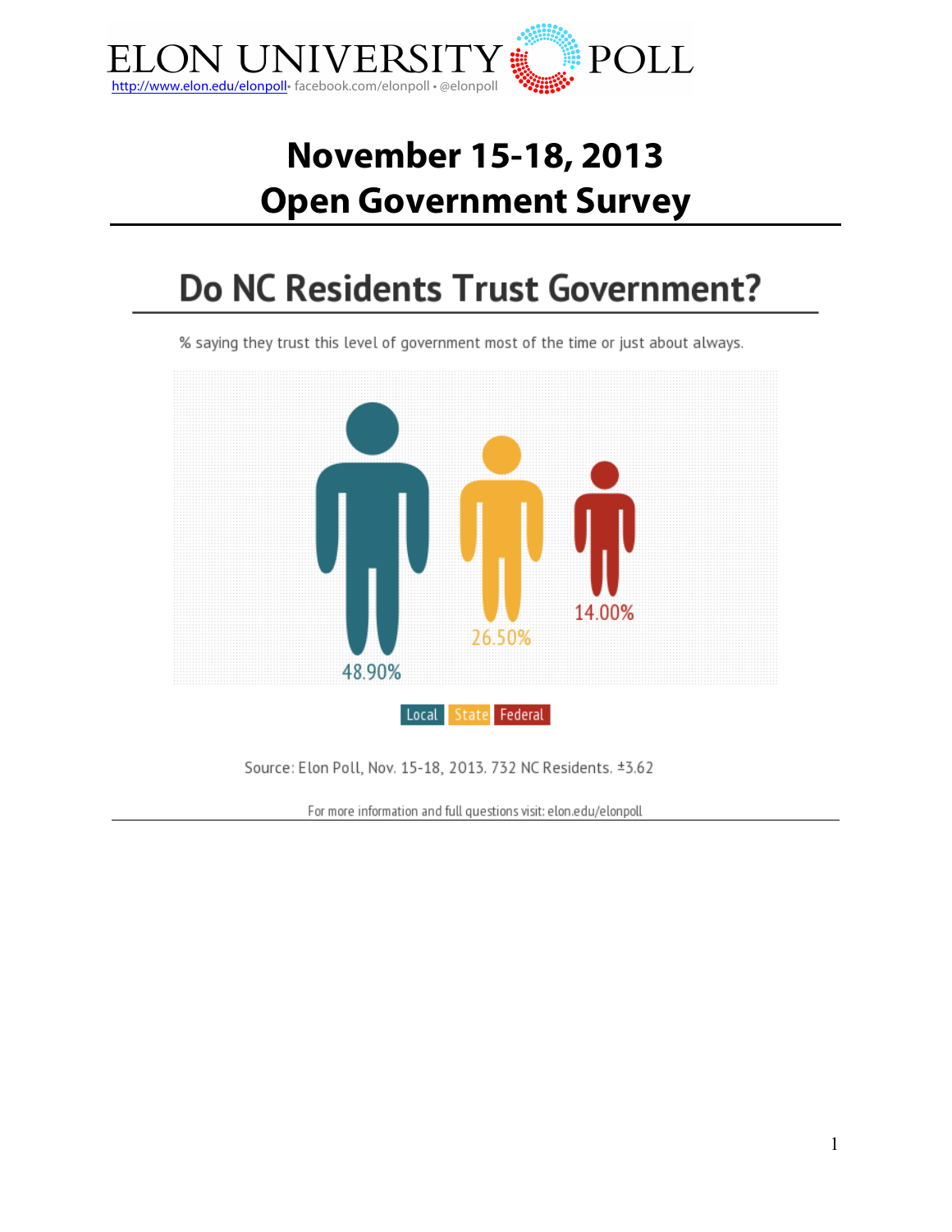# ELON UNIVERSITY POLL

http://www.elon.edu/elonpoll • facebook.com/elonpoll • @elonpoll

# November 15-18, 2013
# Open Government Survey

## Do NC Residents Trust Government?

% saying they trust this level of government most of the time or just about always.

| Local | State | Federal |
| --- | --- | --- |
| 48.90% | 26.50% | 14.00% |

Source: Elon Poll, Nov. 15-18, 2013. 732 NC Residents. ±3.62

For more information and full questions visit: elon.edu/elonpoll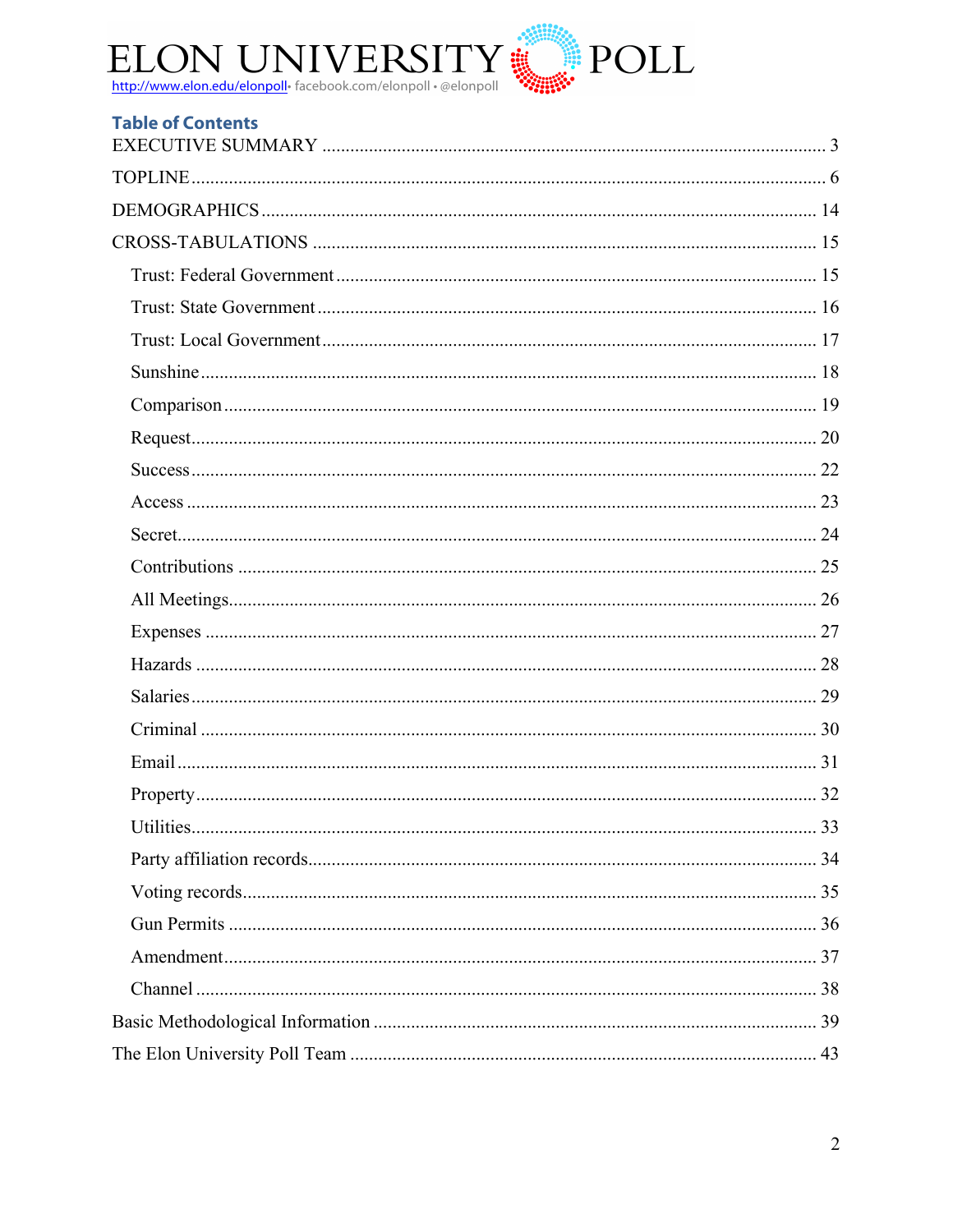ELON UNIVERSITY POLL

http://www.elon.edu/elonpoll • facebook.com/elonpoll • @elonpoll

## Table of Contents

EXECUTIVE SUMMARY ........ 3

TOPLINE ........ 6

DEMOGRAPHICS ........ 14

CROSS-TABULATIONS ........ 15

- Trust: Federal Government ........ 15
- Trust: State Government ........ 16
- Trust: Local Government ........ 17
- Sunshine ........ 18
- Comparison ........ 19
- Request ........ 20
- Success ........ 22
- Access ........ 23
- Secret ........ 24
- Contributions ........ 25
- All Meetings ........ 26
- Expenses ........ 27
- Hazards ........ 28
- Salaries ........ 29
- Criminal ........ 30
- Email ........ 31
- Property ........ 32
- Utilities ........ 33
- Party affiliation records ........ 34
- Voting records ........ 35
- Gun Permits ........ 36
- Amendment ........ 37
- Channel ........ 38

Basic Methodological Information ........ 39

The Elon University Poll Team ........ 43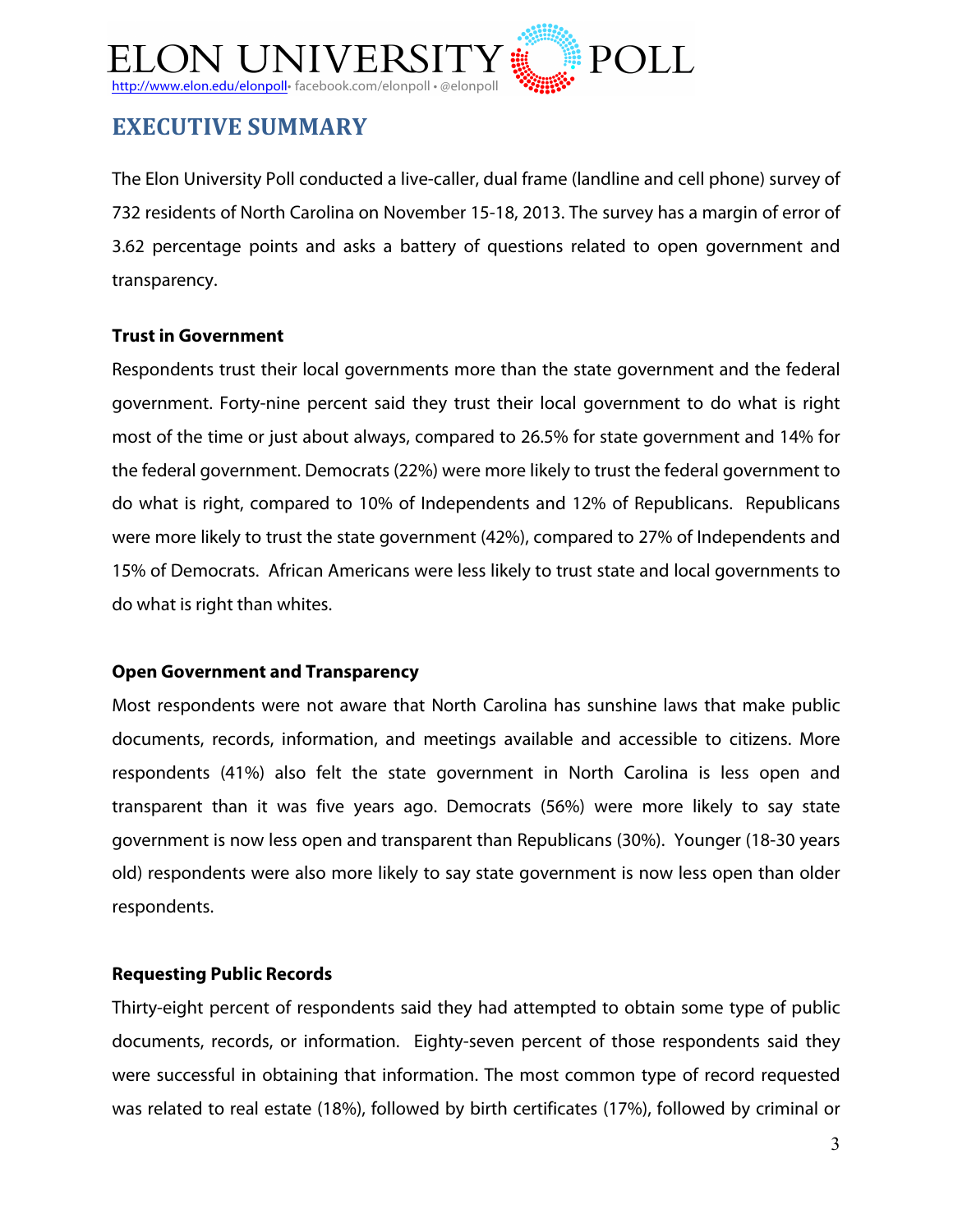## EXECUTIVE SUMMARY

The Elon University Poll conducted a live-caller, dual frame (landline and cell phone) survey of 732 residents of North Carolina on November 15-18, 2013. The survey has a margin of error of 3.62 percentage points and asks a battery of questions related to open government and transparency.

**Trust in Government**

Respondents trust their local governments more than the state government and the federal government. Forty-nine percent said they trust their local government to do what is right most of the time or just about always, compared to 26.5% for state government and 14% for the federal government. Democrats (22%) were more likely to trust the federal government to do what is right, compared to 10% of Independents and 12% of Republicans. Republicans were more likely to trust the state government (42%), compared to 27% of Independents and 15% of Democrats. African Americans were less likely to trust state and local governments to do what is right than whites.

**Open Government and Transparency**

Most respondents were not aware that North Carolina has sunshine laws that make public documents, records, information, and meetings available and accessible to citizens. More respondents (41%) also felt the state government in North Carolina is less open and transparent than it was five years ago. Democrats (56%) were more likely to say state government is now less open and transparent than Republicans (30%). Younger (18-30 years old) respondents were also more likely to say state government is now less open than older respondents.

**Requesting Public Records**

Thirty-eight percent of respondents said they had attempted to obtain some type of public documents, records, or information. Eighty-seven percent of those respondents said they were successful in obtaining that information. The most common type of record requested was related to real estate (18%), followed by birth certificates (17%), followed by criminal or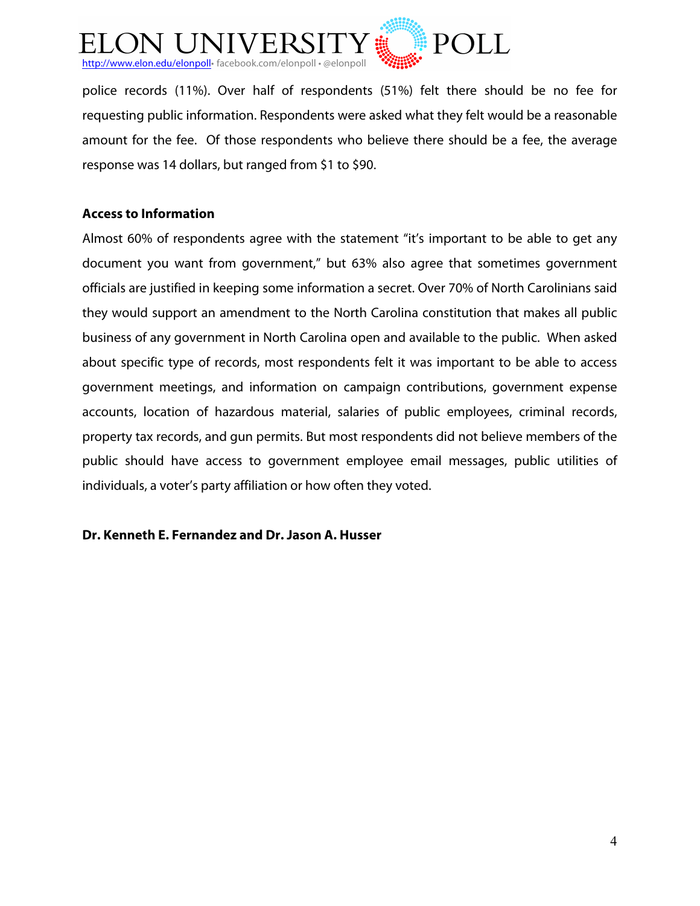police records (11%). Over half of respondents (51%) felt there should be no fee for requesting public information. Respondents were asked what they felt would be a reasonable amount for the fee. Of those respondents who believe there should be a fee, the average response was 14 dollars, but ranged from $1 to $90.

**Access to Information**

Almost 60% of respondents agree with the statement "it's important to be able to get any document you want from government," but 63% also agree that sometimes government officials are justified in keeping some information a secret. Over 70% of North Carolinians said they would support an amendment to the North Carolina constitution that makes all public business of any government in North Carolina open and available to the public. When asked about specific type of records, most respondents felt it was important to be able to access government meetings, and information on campaign contributions, government expense accounts, location of hazardous material, salaries of public employees, criminal records, property tax records, and gun permits. But most respondents did not believe members of the public should have access to government employee email messages, public utilities of individuals, a voter's party affiliation or how often they voted.

**Dr. Kenneth E. Fernandez and Dr. Jason A. Husser**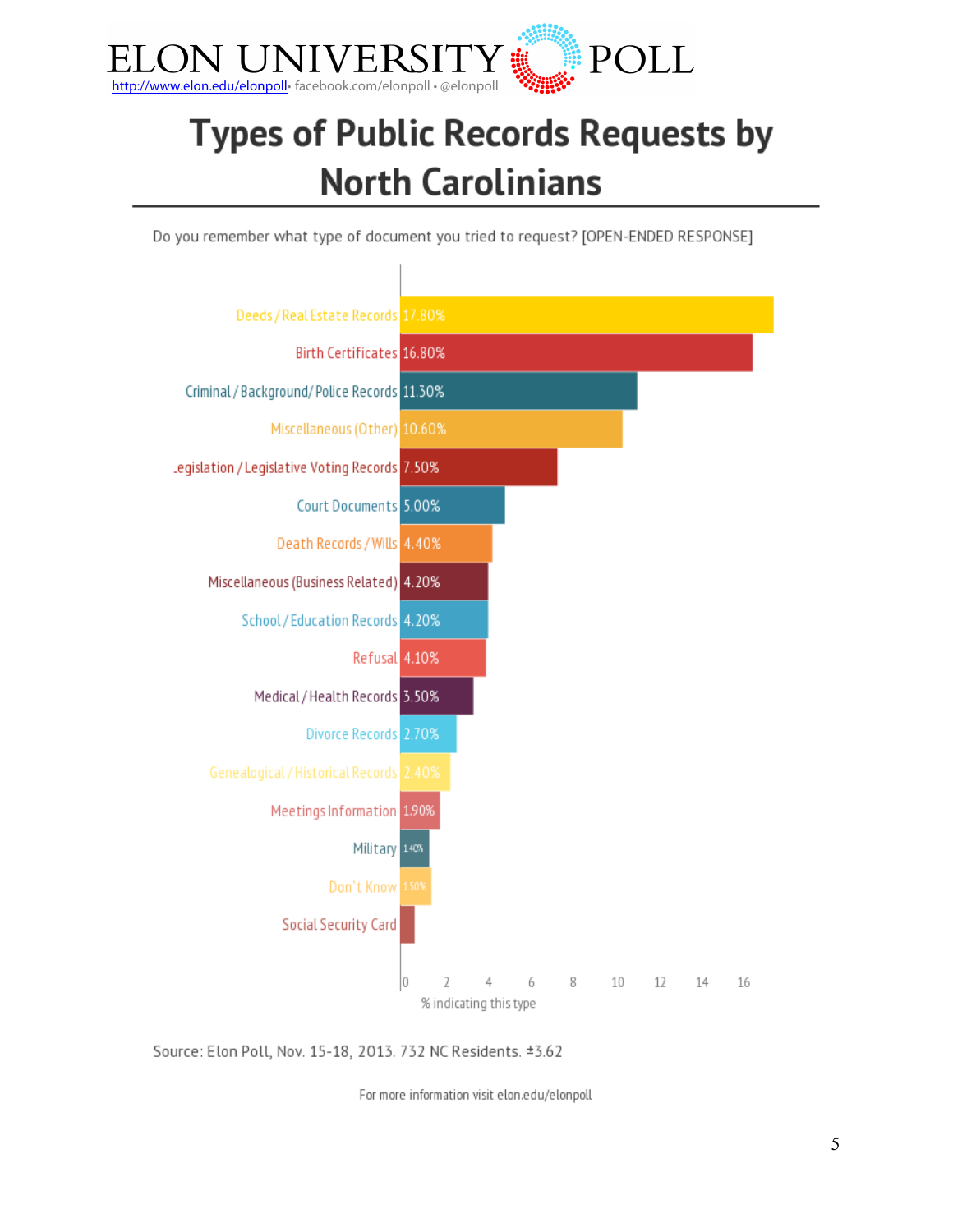# ELON UNIVERSITY POLL

http://www.elon.edu/elonpoll • facebook.com/elonpoll • @elonpoll

## Types of Public Records Requests by North Carolinians

Do you remember what type of document you tried to request? [OPEN-ENDED RESPONSE]

| Type | % indicating this type |
|---|---|
| Deeds / Real Estate Records | 17.80% |
| Birth Certificates | 16.80% |
| Criminal / Background/ Police Records | 11.30% |
| Miscellaneous (Other) | 10.60% |
| Legislation / Legislative Voting Records | 7.50% |
| Court Documents | 5.00% |
| Death Records / Wills | 4.40% |
| Miscellaneous (Business Related) | 4.20% |
| School / Education Records | 4.20% |
| Refusal | 4.10% |
| Medical / Health Records | 3.50% |
| Divorce Records | 2.70% |
| Genealogical / Historical Records | 2.40% |
| Meetings Information | 1.90% |
| Military | 1.40% |
| Don`t Know | 1.50% |
| Social Security Card | |

Source: Elon Poll, Nov. 15-18, 2013. 732 NC Residents. ±3.62

For more information visit elon.edu/elonpoll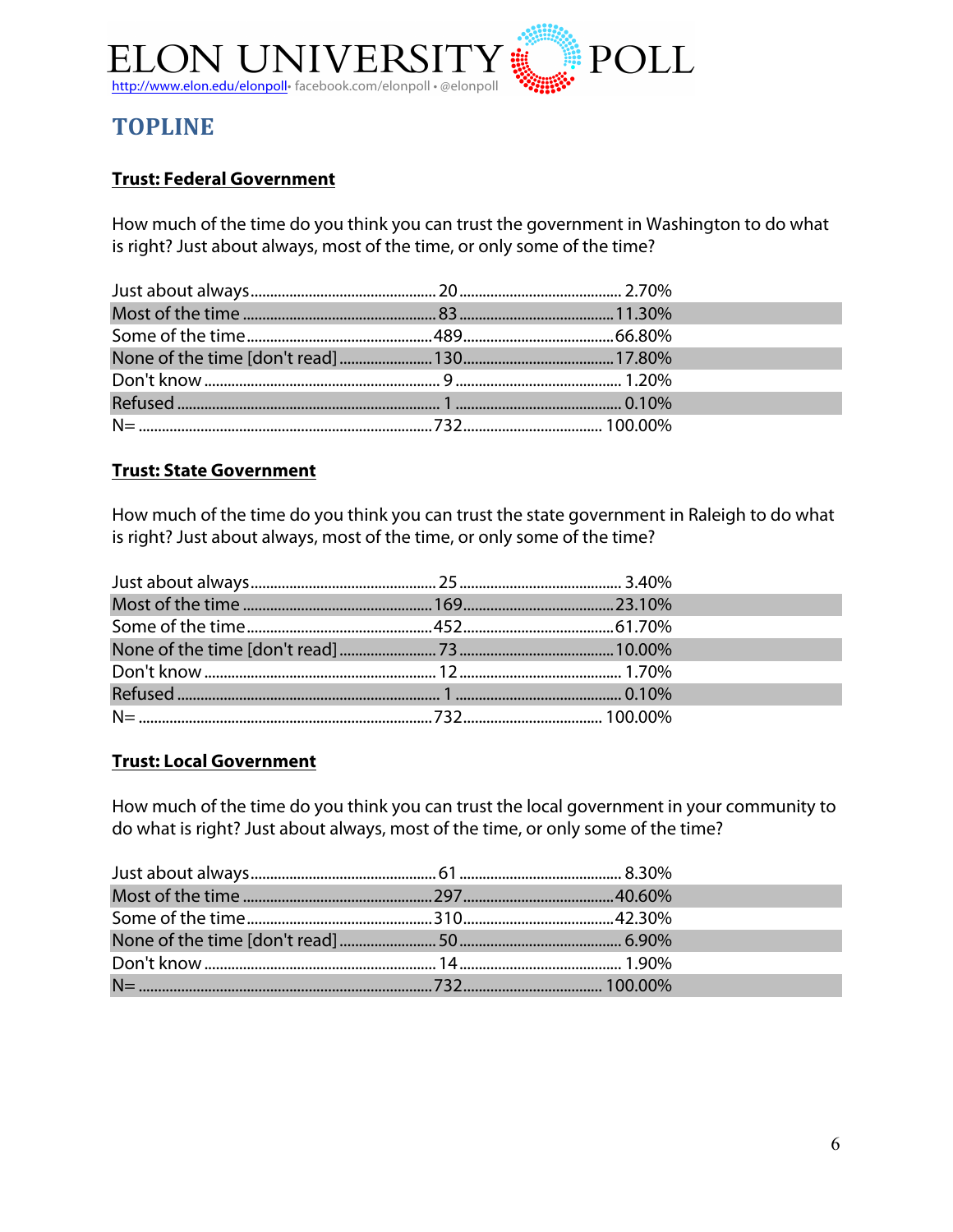## TOPLINE

### Trust: Federal Government

How much of the time do you think you can trust the government in Washington to do what is right? Just about always, most of the time, or only some of the time?

| | | |
|---|---|---|
| Just about always | 20 | 2.70% |
| Most of the time | 83 | 11.30% |
| Some of the time | 489 | 66.80% |
| None of the time [don't read] | 130 | 17.80% |
| Don't know | 9 | 1.20% |
| Refused | 1 | 0.10% |
| N= | 732 | 100.00% |

### Trust: State Government

How much of the time do you think you can trust the state government in Raleigh to do what is right? Just about always, most of the time, or only some of the time?

| | | |
|---|---|---|
| Just about always | 25 | 3.40% |
| Most of the time | 169 | 23.10% |
| Some of the time | 452 | 61.70% |
| None of the time [don't read] | 73 | 10.00% |
| Don't know | 12 | 1.70% |
| Refused | 1 | 0.10% |
| N= | 732 | 100.00% |

### Trust: Local Government

How much of the time do you think you can trust the local government in your community to do what is right? Just about always, most of the time, or only some of the time?

| | | |
|---|---|---|
| Just about always | 61 | 8.30% |
| Most of the time | 297 | 40.60% |
| Some of the time | 310 | 42.30% |
| None of the time [don't read] | 50 | 6.90% |
| Don't know | 14 | 1.90% |
| N= | 732 | 100.00% |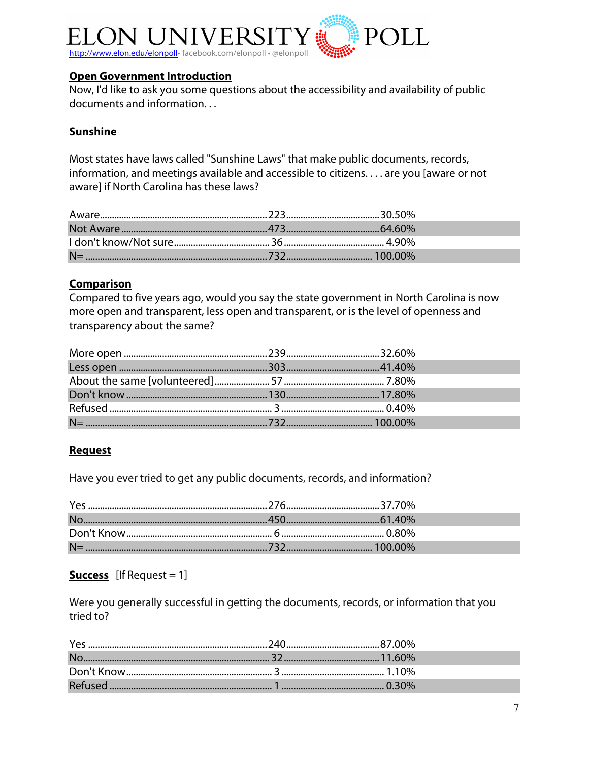## Open Government Introduction

Now, I'd like to ask you some questions about the accessibility and availability of public documents and information. . .

## Sunshine

Most states have laws called "Sunshine Laws" that make public documents, records, information, and meetings available and accessible to citizens. . . . are you [aware or not aware] if North Carolina has these laws?

| Response | N | % |
|---|---|---|
| Aware | 223 | 30.50% |
| Not Aware | 473 | 64.60% |
| I don't know/Not sure | 36 | 4.90% |
| N= | 732 | 100.00% |

## Comparison

Compared to five years ago, would you say the state government in North Carolina is now more open and transparent, less open and transparent, or is the level of openness and transparency about the same?

| Response | N | % |
|---|---|---|
| More open | 239 | 32.60% |
| Less open | 303 | 41.40% |
| About the same [volunteered] | 57 | 7.80% |
| Don't know | 130 | 17.80% |
| Refused | 3 | 0.40% |
| N= | 732 | 100.00% |

## Request

Have you ever tried to get any public documents, records, and information?

| Response | N | % |
|---|---|---|
| Yes | 276 | 37.70% |
| No | 450 | 61.40% |
| Don't Know | 6 | 0.80% |
| N= | 732 | 100.00% |

## Success [If Request = 1]

Were you generally successful in getting the documents, records, or information that you tried to?

| Response | N | % |
|---|---|---|
| Yes | 240 | 87.00% |
| No | 32 | 11.60% |
| Don't Know | 3 | 1.10% |
| Refused | 1 | 0.30% |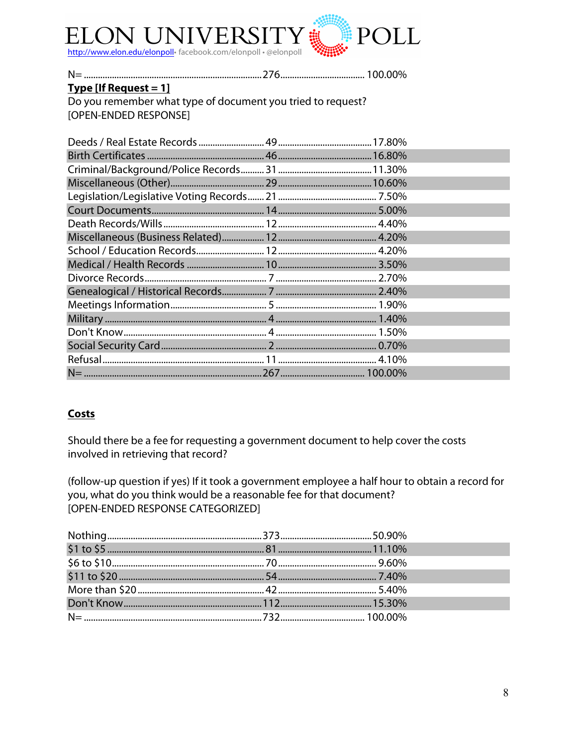| N= | 276 | 100.00% |
|---|---|---|

**Type [If Request = 1]**

Do you remember what type of document you tried to request?
[OPEN-ENDED RESPONSE]

| Type | N | % |
|---|---|---|
| Deeds / Real Estate Records | 49 | 17.80% |
| Birth Certificates | 46 | 16.80% |
| Criminal/Background/Police Records | 31 | 11.30% |
| Miscellaneous (Other) | 29 | 10.60% |
| Legislation/Legislative Voting Records | 21 | 7.50% |
| Court Documents | 14 | 5.00% |
| Death Records/Wills | 12 | 4.40% |
| Miscellaneous (Business Related) | 12 | 4.20% |
| School / Education Records | 12 | 4.20% |
| Medical / Health Records | 10 | 3.50% |
| Divorce Records | 7 | 2.70% |
| Genealogical / Historical Records | 7 | 2.40% |
| Meetings Information | 5 | 1.90% |
| Military | 4 | 1.40% |
| Don't Know | 4 | 1.50% |
| Social Security Card | 2 | 0.70% |
| Refusal | 11 | 4.10% |
| N= | 267 | 100.00% |

**Costs**

Should there be a fee for requesting a government document to help cover the costs involved in retrieving that record?

(follow-up question if yes) If it took a government employee a half hour to obtain a record for you, what do you think would be a reasonable fee for that document?
[OPEN-ENDED RESPONSE CATEGORIZED]

| Fee | N | % |
|---|---|---|
| Nothing | 373 | 50.90% |
| $1 to $5 | 81 | 11.10% |
| $6 to $10 | 70 | 9.60% |
| $11 to $20 | 54 | 7.40% |
| More than $20 | 42 | 5.40% |
| Don't Know | 112 | 15.30% |
| N= | 732 | 100.00% |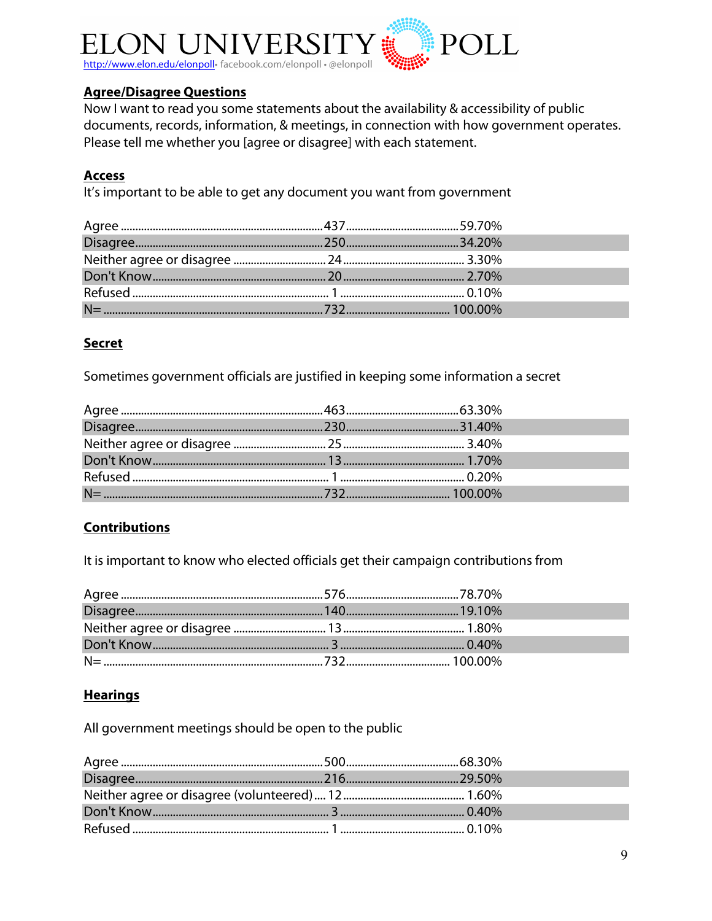## Agree/Disagree Questions

Now I want to read you some statements about the availability & accessibility of public documents, records, information, & meetings, in connection with how government operates. Please tell me whether you [agree or disagree] with each statement.

### Access

It's important to be able to get any document you want from government

| | | |
|---|---|---|
| Agree | 437 | 59.70% |
| Disagree | 250 | 34.20% |
| Neither agree or disagree | 24 | 3.30% |
| Don't Know | 20 | 2.70% |
| Refused | 1 | 0.10% |
| N= | 732 | 100.00% |

### Secret

Sometimes government officials are justified in keeping some information a secret

| | | |
|---|---|---|
| Agree | 463 | 63.30% |
| Disagree | 230 | 31.40% |
| Neither agree or disagree | 25 | 3.40% |
| Don't Know | 13 | 1.70% |
| Refused | 1 | 0.20% |
| N= | 732 | 100.00% |

### Contributions

It is important to know who elected officials get their campaign contributions from

| | | |
|---|---|---|
| Agree | 576 | 78.70% |
| Disagree | 140 | 19.10% |
| Neither agree or disagree | 13 | 1.80% |
| Don't Know | 3 | 0.40% |
| N= | 732 | 100.00% |

### Hearings

All government meetings should be open to the public

| | | |
|---|---|---|
| Agree | 500 | 68.30% |
| Disagree | 216 | 29.50% |
| Neither agree or disagree (volunteered) | 12 | 1.60% |
| Don't Know | 3 | 0.40% |
| Refused | 1 | 0.10% |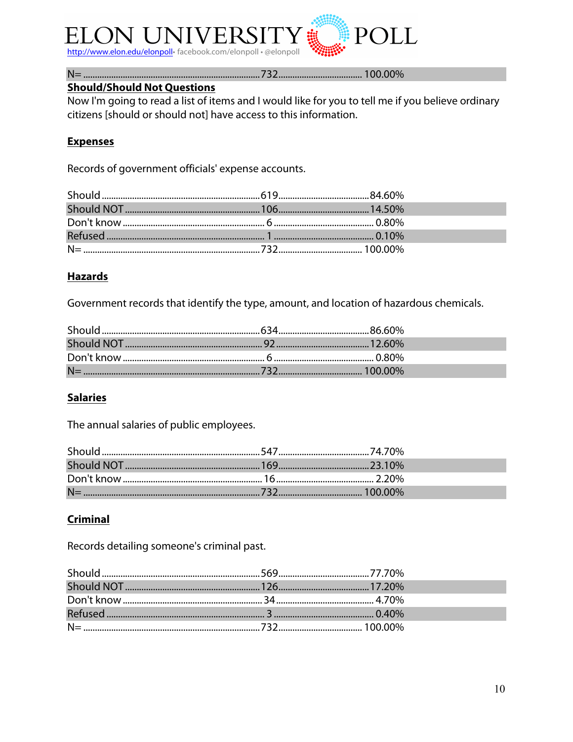| N= | 732 | 100.00% |
| --- | --- | --- |

**Should/Should Not Questions**

Now I'm going to read a list of items and I would like for you to tell me if you believe ordinary citizens [should or should not] have access to this information.

**Expenses**

Records of government officials' expense accounts.

| | | |
| --- | --- | --- |
| Should | 619 | 84.60% |
| Should NOT | 106 | 14.50% |
| Don't know | 6 | 0.80% |
| Refused | 1 | 0.10% |
| N= | 732 | 100.00% |

**Hazards**

Government records that identify the type, amount, and location of hazardous chemicals.

| | | |
| --- | --- | --- |
| Should | 634 | 86.60% |
| Should NOT | 92 | 12.60% |
| Don't know | 6 | 0.80% |
| N= | 732 | 100.00% |

**Salaries**

The annual salaries of public employees.

| | | |
| --- | --- | --- |
| Should | 547 | 74.70% |
| Should NOT | 169 | 23.10% |
| Don't know | 16 | 2.20% |
| N= | 732 | 100.00% |

**Criminal**

Records detailing someone's criminal past.

| | | |
| --- | --- | --- |
| Should | 569 | 77.70% |
| Should NOT | 126 | 17.20% |
| Don't know | 34 | 4.70% |
| Refused | 3 | 0.40% |
| N= | 732 | 100.00% |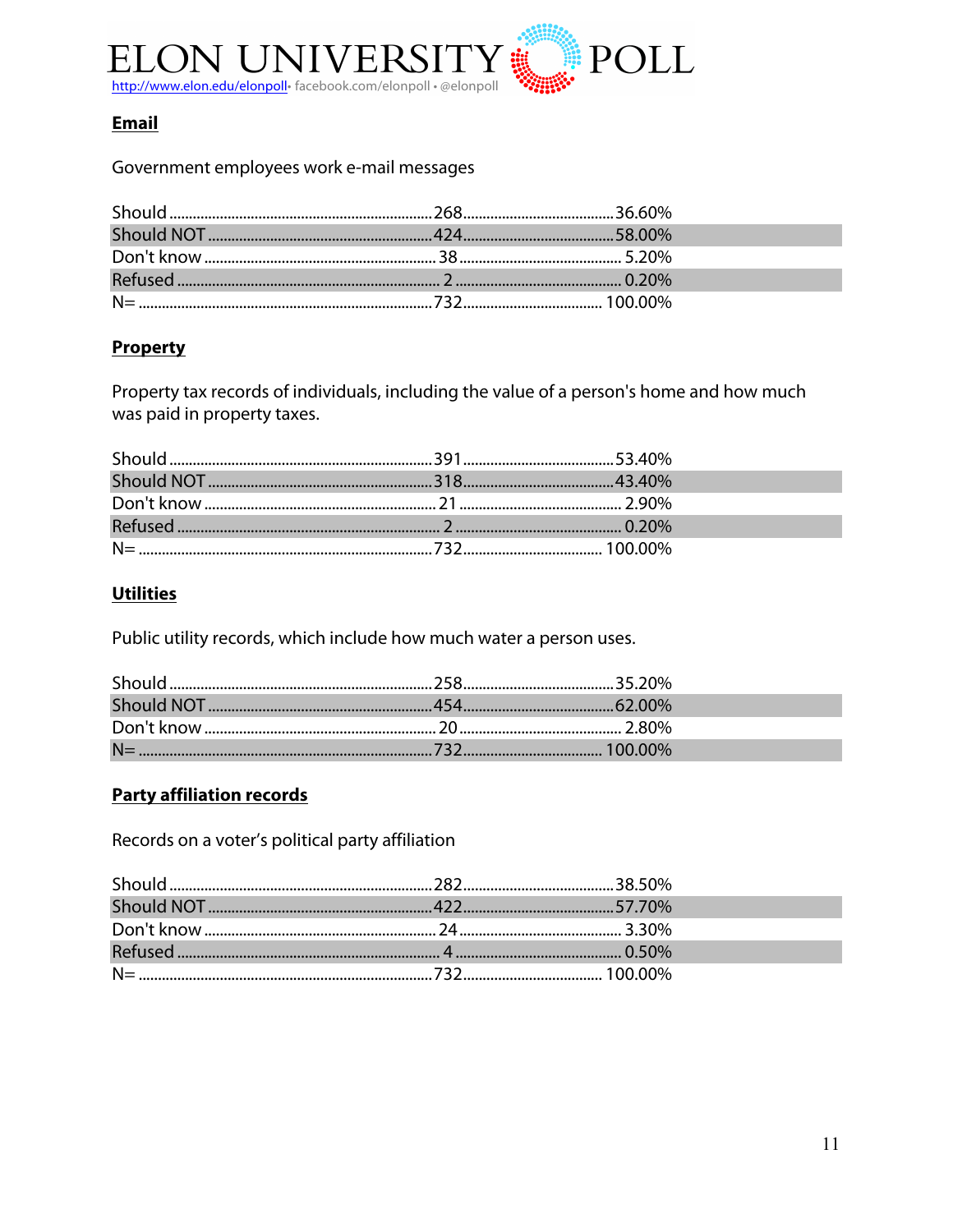## Email

Government employees work e-mail messages

| Response | Count | Percent |
|---|---|---|
| Should | 268 | 36.60% |
| Should NOT | 424 | 58.00% |
| Don't know | 38 | 5.20% |
| Refused | 2 | 0.20% |
| N= | 732 | 100.00% |

## Property

Property tax records of individuals, including the value of a person's home and how much was paid in property taxes.

| Response | Count | Percent |
|---|---|---|
| Should | 391 | 53.40% |
| Should NOT | 318 | 43.40% |
| Don't know | 21 | 2.90% |
| Refused | 2 | 0.20% |
| N= | 732 | 100.00% |

## Utilities

Public utility records, which include how much water a person uses.

| Response | Count | Percent |
|---|---|---|
| Should | 258 | 35.20% |
| Should NOT | 454 | 62.00% |
| Don't know | 20 | 2.80% |
| N= | 732 | 100.00% |

## Party affiliation records

Records on a voter's political party affiliation

| Response | Count | Percent |
|---|---|---|
| Should | 282 | 38.50% |
| Should NOT | 422 | 57.70% |
| Don't know | 24 | 3.30% |
| Refused | 4 | 0.50% |
| N= | 732 | 100.00% |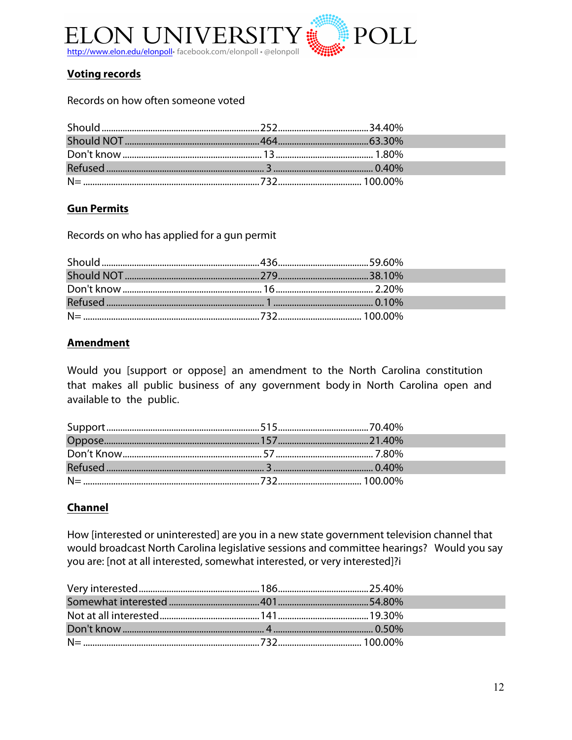## Voting records

Records on how often someone voted

| | | |
|---|---|---|
| Should | 252 | 34.40% |
| Should NOT | 464 | 63.30% |
| Don't know | 13 | 1.80% |
| Refused | 3 | 0.40% |
| N= | 732 | 100.00% |

## Gun Permits

Records on who has applied for a gun permit

| | | |
|---|---|---|
| Should | 436 | 59.60% |
| Should NOT | 279 | 38.10% |
| Don't know | 16 | 2.20% |
| Refused | 1 | 0.10% |
| N= | 732 | 100.00% |

## Amendment

Would you [support or oppose] an amendment to the North Carolina constitution that makes all public business of any government body in North Carolina open and available to the public.

| | | |
|---|---|---|
| Support | 515 | 70.40% |
| Oppose | 157 | 21.40% |
| Don't Know | 57 | 7.80% |
| Refused | 3 | 0.40% |
| N= | 732 | 100.00% |

## Channel

How [interested or uninterested] are you in a new state government television channel that would broadcast North Carolina legislative sessions and committee hearings? Would you say you are: [not at all interested, somewhat interested, or very interested]?i

| | | |
|---|---|---|
| Very interested | 186 | 25.40% |
| Somewhat interested | 401 | 54.80% |
| Not at all interested | 141 | 19.30% |
| Don't know | 4 | 0.50% |
| N= | 732 | 100.00% |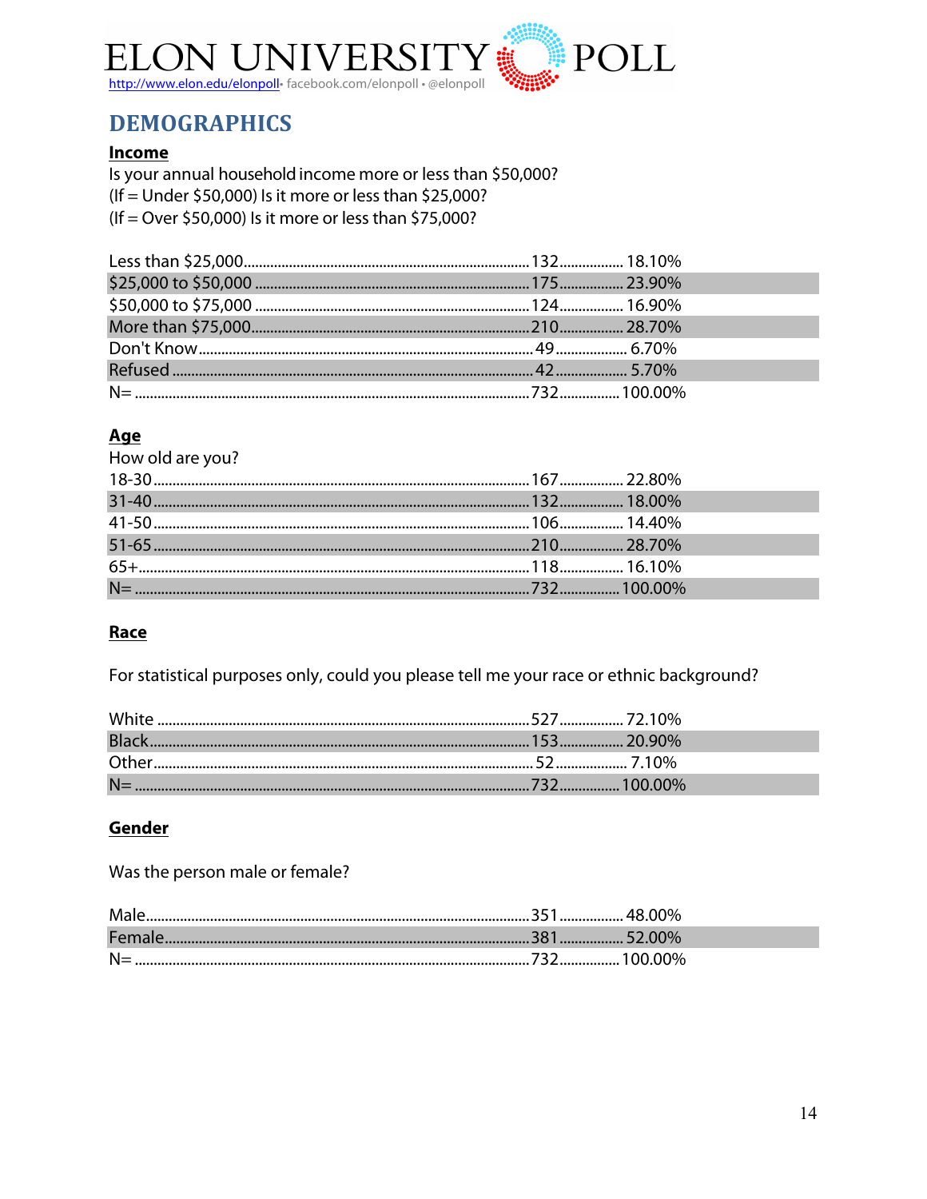# DEMOGRAPHICS

## Income

Is your annual household income more or less than $50,000?
(If = Under $50,000) Is it more or less than $25,000?
(If = Over $50,000) Is it more or less than $75,000?

| Response | Count | Percent |
|---|---|---|
| Less than $25,000 | 132 | 18.10% |
| $25,000 to $50,000 | 175 | 23.90% |
| $50,000 to $75,000 | 124 | 16.90% |
| More than $75,000 | 210 | 28.70% |
| Don't Know | 49 | 6.70% |
| Refused | 42 | 5.70% |
| N= | 732 | 100.00% |

## Age

How old are you?

| Response | Count | Percent |
|---|---|---|
| 18-30 | 167 | 22.80% |
| 31-40 | 132 | 18.00% |
| 41-50 | 106 | 14.40% |
| 51-65 | 210 | 28.70% |
| 65+ | 118 | 16.10% |
| N= | 732 | 100.00% |

## Race

For statistical purposes only, could you please tell me your race or ethnic background?

| Response | Count | Percent |
|---|---|---|
| White | 527 | 72.10% |
| Black | 153 | 20.90% |
| Other | 52 | 7.10% |
| N= | 732 | 100.00% |

## Gender

Was the person male or female?

| Response | Count | Percent |
|---|---|---|
| Male | 351 | 48.00% |
| Female | 381 | 52.00% |
| N= | 732 | 100.00% |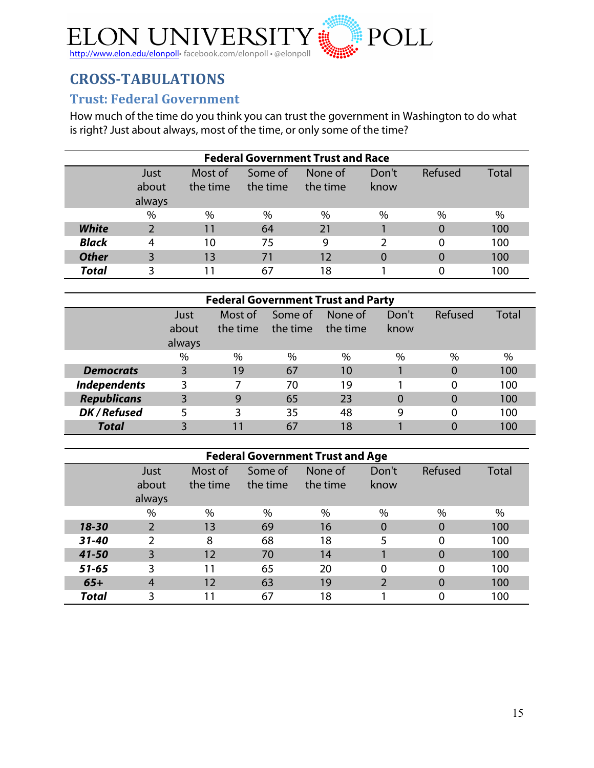## CROSS-TABULATIONS

### Trust: Federal Government

How much of the time do you think you can trust the government in Washington to do what is right? Just about always, most of the time, or only some of the time?

**Federal Government Trust and Race**

| | Just about always | Most of the time | Some of the time | None of the time | Don't know | Refused | Total |
|---|---|---|---|---|---|---|---|
| | % | % | % | % | % | % | % |
| ***White*** | 2 | 11 | 64 | 21 | 1 | 0 | 100 |
| ***Black*** | 4 | 10 | 75 | 9 | 2 | 0 | 100 |
| ***Other*** | 3 | 13 | 71 | 12 | 0 | 0 | 100 |
| ***Total*** | 3 | 11 | 67 | 18 | 1 | 0 | 100 |

**Federal Government Trust and Party**

| | Just about always | Most of the time | Some of the time | None of the time | Don't know | Refused | Total |
|---|---|---|---|---|---|---|---|
| | % | % | % | % | % | % | % |
| ***Democrats*** | 3 | 19 | 67 | 10 | 1 | 0 | 100 |
| ***Independents*** | 3 | 7 | 70 | 19 | 1 | 0 | 100 |
| ***Republicans*** | 3 | 9 | 65 | 23 | 0 | 0 | 100 |
| ***DK / Refused*** | 5 | 3 | 35 | 48 | 9 | 0 | 100 |
| ***Total*** | 3 | 11 | 67 | 18 | 1 | 0 | 100 |

**Federal Government Trust and Age**

| | Just about always | Most of the time | Some of the time | None of the time | Don't know | Refused | Total |
|---|---|---|---|---|---|---|---|
| | % | % | % | % | % | % | % |
| ***18-30*** | 2 | 13 | 69 | 16 | 0 | 0 | 100 |
| ***31-40*** | 2 | 8 | 68 | 18 | 5 | 0 | 100 |
| ***41-50*** | 3 | 12 | 70 | 14 | 1 | 0 | 100 |
| ***51-65*** | 3 | 11 | 65 | 20 | 0 | 0 | 100 |
| ***65+*** | 4 | 12 | 63 | 19 | 2 | 0 | 100 |
| ***Total*** | 3 | 11 | 67 | 18 | 1 | 0 | 100 |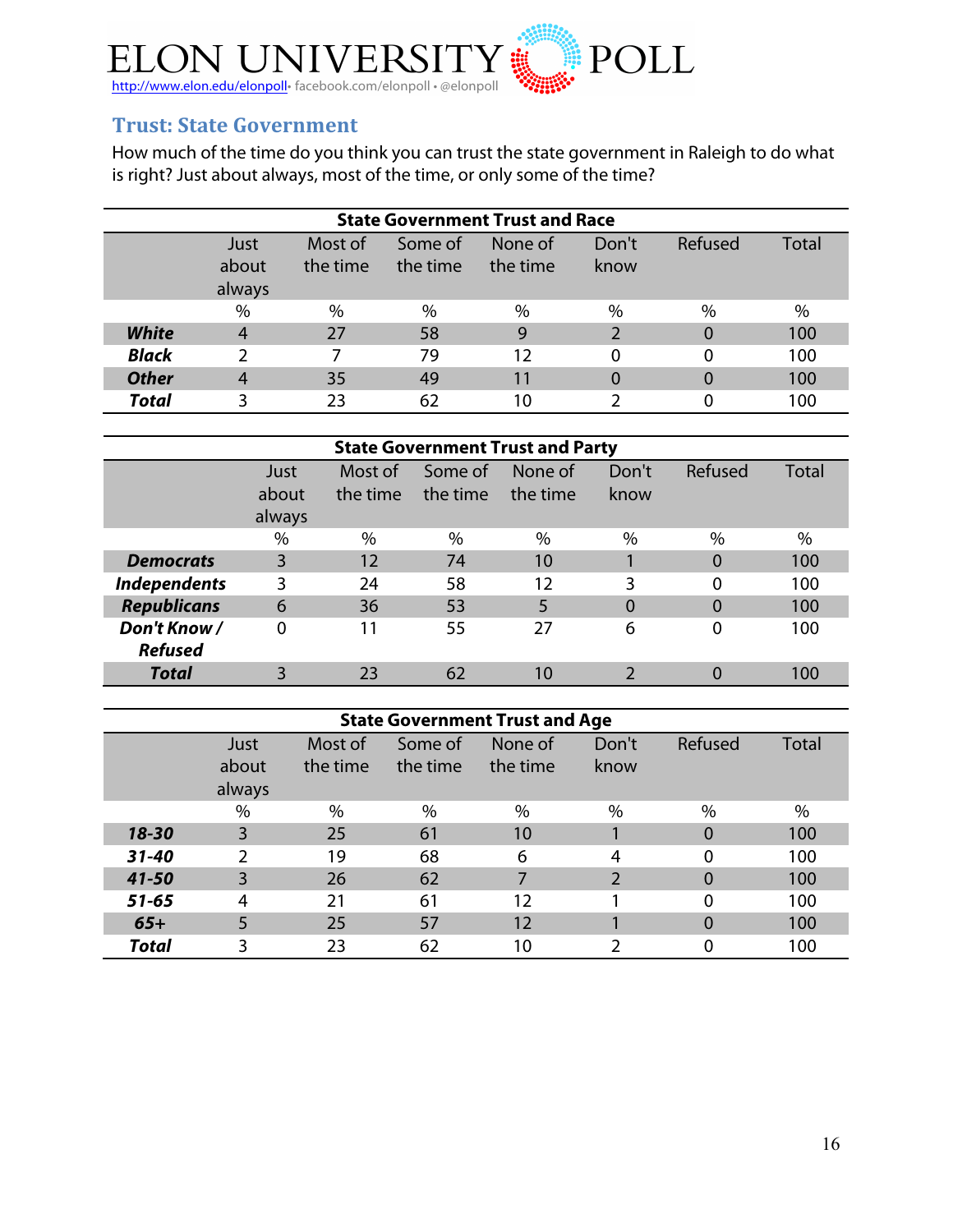ELON UNIVERSITY POLL
http://www.elon.edu/elonpoll• facebook.com/elonpoll • @elonpoll

## Trust: State Government

How much of the time do you think you can trust the state government in Raleigh to do what is right? Just about always, most of the time, or only some of the time?

| State Government Trust and Race | | | | | | | |
|---|---|---|---|---|---|---|---|
| | Just about always | Most of the time | Some of the time | None of the time | Don't know | Refused | Total |
| | % | % | % | % | % | % | % |
| ***White*** | 4 | 27 | 58 | 9 | 2 | 0 | 100 |
| ***Black*** | 2 | 7 | 79 | 12 | 0 | 0 | 100 |
| ***Other*** | 4 | 35 | 49 | 11 | 0 | 0 | 100 |
| ***Total*** | 3 | 23 | 62 | 10 | 2 | 0 | 100 |

| State Government Trust and Party | | | | | | | |
|---|---|---|---|---|---|---|---|
| | Just about always | Most of the time | Some of the time | None of the time | Don't know | Refused | Total |
| | % | % | % | % | % | % | % |
| ***Democrats*** | 3 | 12 | 74 | 10 | 1 | 0 | 100 |
| ***Independents*** | 3 | 24 | 58 | 12 | 3 | 0 | 100 |
| ***Republicans*** | 6 | 36 | 53 | 5 | 0 | 0 | 100 |
| ***Don't Know / Refused*** | 0 | 11 | 55 | 27 | 6 | 0 | 100 |
| ***Total*** | 3 | 23 | 62 | 10 | 2 | 0 | 100 |

| State Government Trust and Age | | | | | | | |
|---|---|---|---|---|---|---|---|
| | Just about always | Most of the time | Some of the time | None of the time | Don't know | Refused | Total |
| | % | % | % | % | % | % | % |
| ***18-30*** | 3 | 25 | 61 | 10 | 1 | 0 | 100 |
| ***31-40*** | 2 | 19 | 68 | 6 | 4 | 0 | 100 |
| ***41-50*** | 3 | 26 | 62 | 7 | 2 | 0 | 100 |
| ***51-65*** | 4 | 21 | 61 | 12 | 1 | 0 | 100 |
| ***65+*** | 5 | 25 | 57 | 12 | 1 | 0 | 100 |
| ***Total*** | 3 | 23 | 62 | 10 | 2 | 0 | 100 |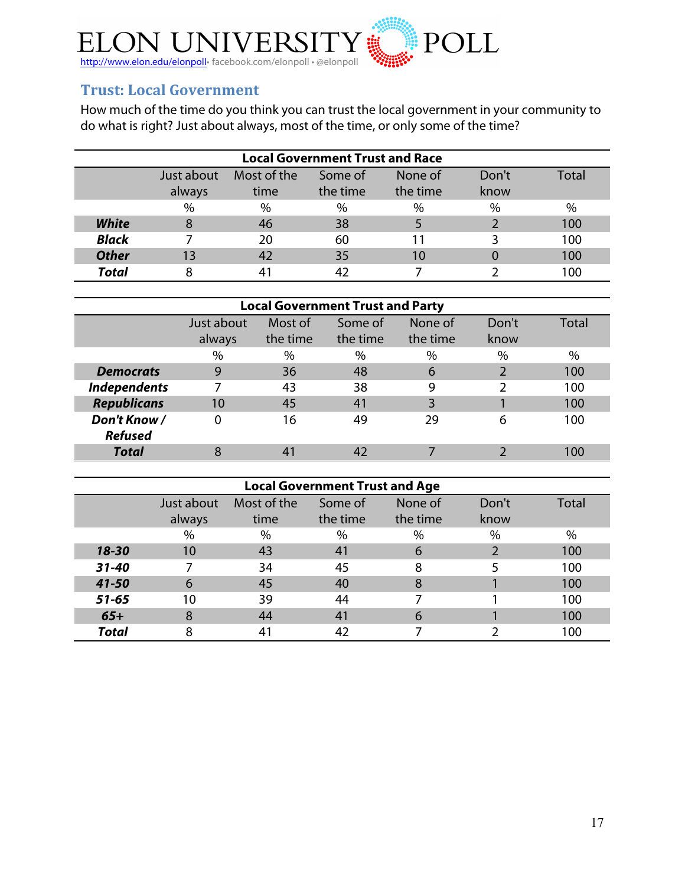ELON UNIVERSITY POLL

http://www.elon.edu/elonpoll• facebook.com/elonpoll • @elonpoll

## Trust: Local Government

How much of the time do you think you can trust the local government in your community to do what is right? Just about always, most of the time, or only some of the time?

**Local Government Trust and Race**

| | Just about always | Most of the time | Some of the time | None of the time | Don't know | Total |
|---|---|---|---|---|---|---|
| | % | % | % | % | % | % |
| ***White*** | 8 | 46 | 38 | 5 | 2 | 100 |
| ***Black*** | 7 | 20 | 60 | 11 | 3 | 100 |
| ***Other*** | 13 | 42 | 35 | 10 | 0 | 100 |
| ***Total*** | 8 | 41 | 42 | 7 | 2 | 100 |

**Local Government Trust and Party**

| | Just about always | Most of the time | Some of the time | None of the time | Don't know | Total |
|---|---|---|---|---|---|---|
| | % | % | % | % | % | % |
| ***Democrats*** | 9 | 36 | 48 | 6 | 2 | 100 |
| ***Independents*** | 7 | 43 | 38 | 9 | 2 | 100 |
| ***Republicans*** | 10 | 45 | 41 | 3 | 1 | 100 |
| ***Don't Know / Refused*** | 0 | 16 | 49 | 29 | 6 | 100 |
| ***Total*** | 8 | 41 | 42 | 7 | 2 | 100 |

**Local Government Trust and Age**

| | Just about always | Most of the time | Some of the time | None of the time | Don't know | Total |
|---|---|---|---|---|---|---|
| | % | % | % | % | % | % |
| ***18-30*** | 10 | 43 | 41 | 6 | 2 | 100 |
| ***31-40*** | 7 | 34 | 45 | 8 | 5 | 100 |
| ***41-50*** | 6 | 45 | 40 | 8 | 1 | 100 |
| ***51-65*** | 10 | 39 | 44 | 7 | 1 | 100 |
| ***65+*** | 8 | 44 | 41 | 6 | 1 | 100 |
| ***Total*** | 8 | 41 | 42 | 7 | 2 | 100 |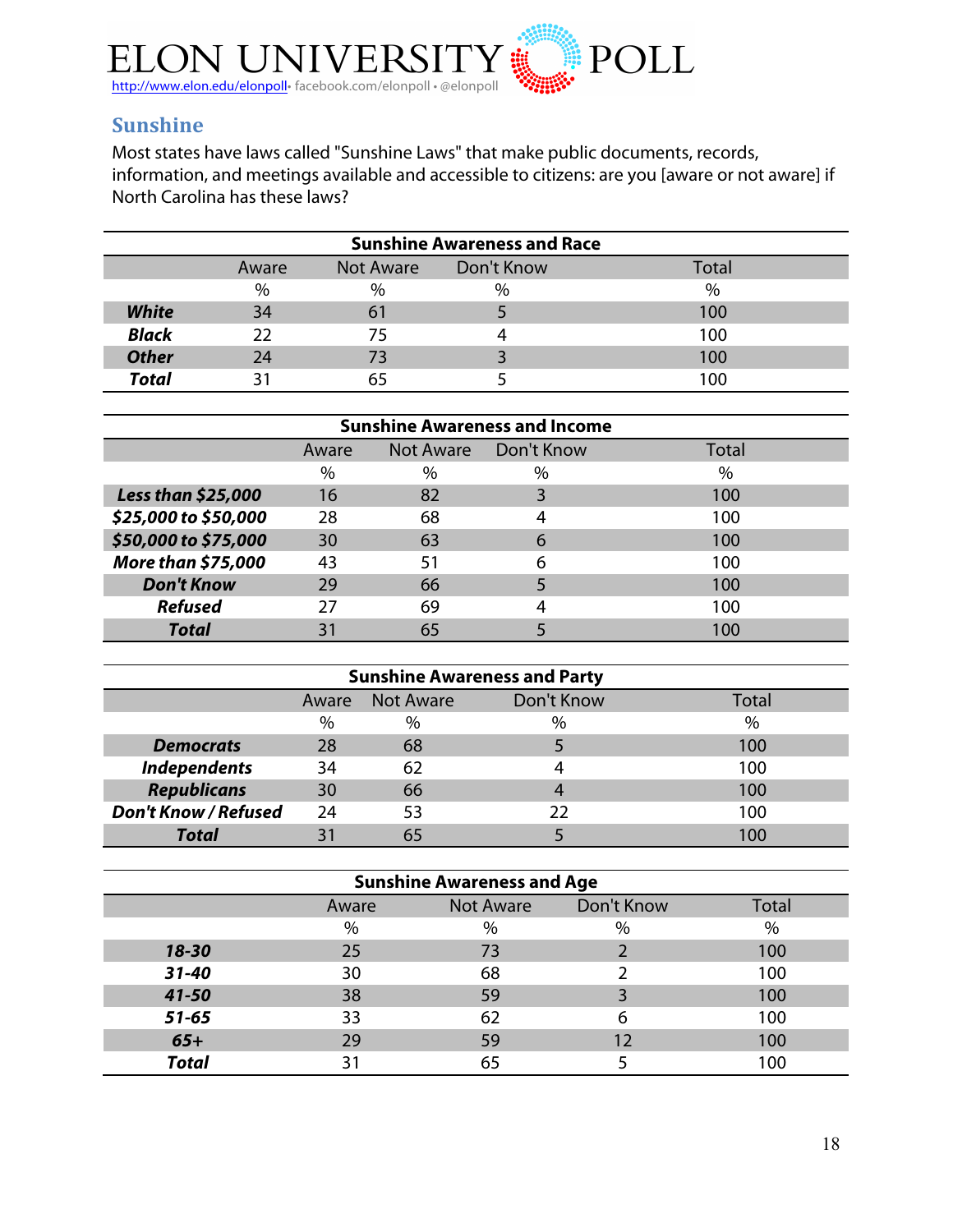## Sunshine

Most states have laws called "Sunshine Laws" that make public documents, records, information, and meetings available and accessible to citizens: are you [aware or not aware] if North Carolina has these laws?

**Sunshine Awareness and Race**

| | Aware | Not Aware | Don't Know | Total |
|---|---|---|---|---|
| | % | % | % | % |
| ***White*** | 34 | 61 | 5 | 100 |
| ***Black*** | 22 | 75 | 4 | 100 |
| ***Other*** | 24 | 73 | 3 | 100 |
| ***Total*** | 31 | 65 | 5 | 100 |

**Sunshine Awareness and Income**

| | Aware | Not Aware | Don't Know | Total |
|---|---|---|---|---|
| | % | % | % | % |
| ***Less than $25,000*** | 16 | 82 | 3 | 100 |
| ***$25,000 to $50,000*** | 28 | 68 | 4 | 100 |
| ***$50,000 to $75,000*** | 30 | 63 | 6 | 100 |
| ***More than $75,000*** | 43 | 51 | 6 | 100 |
| ***Don't Know*** | 29 | 66 | 5 | 100 |
| ***Refused*** | 27 | 69 | 4 | 100 |
| ***Total*** | 31 | 65 | 5 | 100 |

**Sunshine Awareness and Party**

| | Aware | Not Aware | Don't Know | Total |
|---|---|---|---|---|
| | % | % | % | % |
| ***Democrats*** | 28 | 68 | 5 | 100 |
| ***Independents*** | 34 | 62 | 4 | 100 |
| ***Republicans*** | 30 | 66 | 4 | 100 |
| ***Don't Know / Refused*** | 24 | 53 | 22 | 100 |
| ***Total*** | 31 | 65 | 5 | 100 |

**Sunshine Awareness and Age**

| | Aware | Not Aware | Don't Know | Total |
|---|---|---|---|---|
| | % | % | % | % |
| ***18-30*** | 25 | 73 | 2 | 100 |
| ***31-40*** | 30 | 68 | 2 | 100 |
| ***41-50*** | 38 | 59 | 3 | 100 |
| ***51-65*** | 33 | 62 | 6 | 100 |
| ***65+*** | 29 | 59 | 12 | 100 |
| ***Total*** | 31 | 65 | 5 | 100 |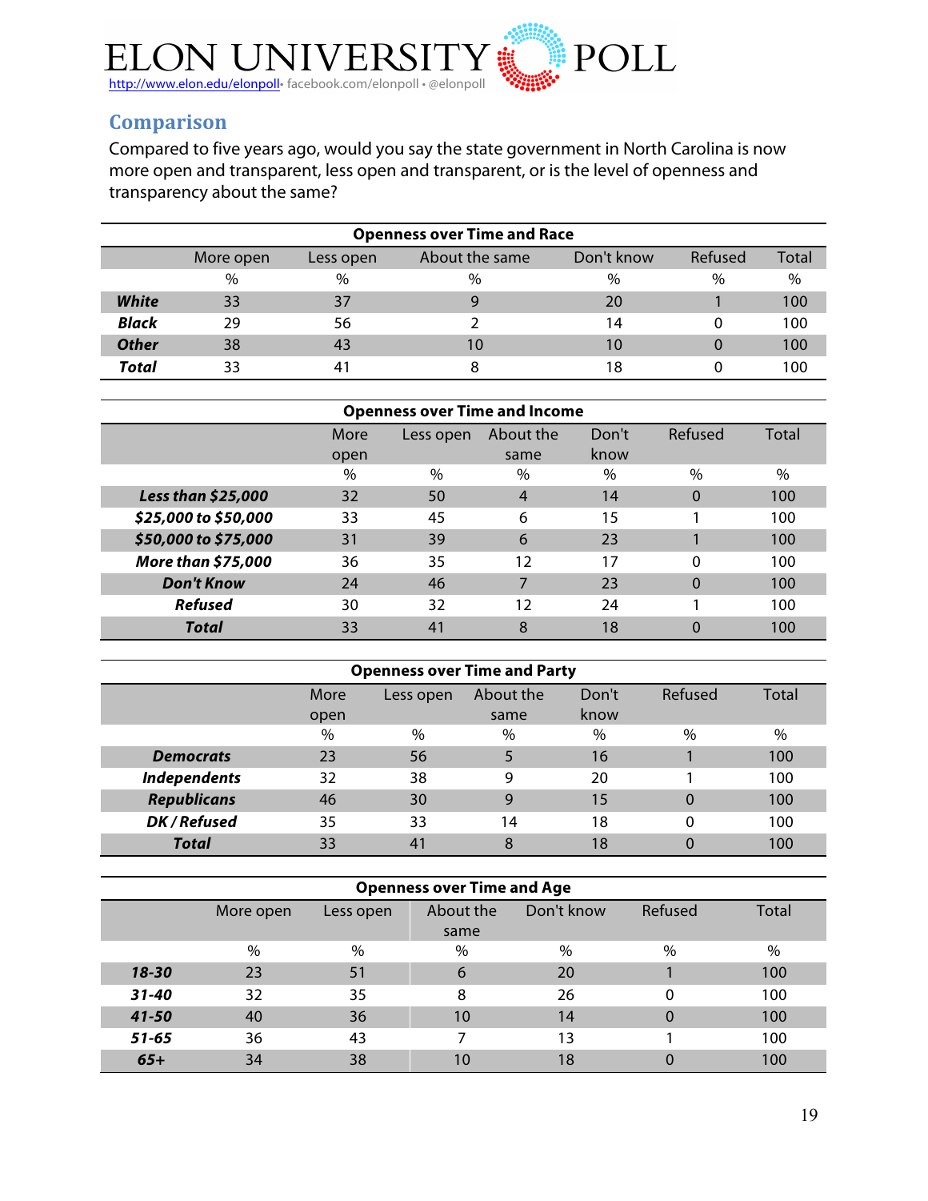## Comparison

Compared to five years ago, would you say the state government in North Carolina is now more open and transparent, less open and transparent, or is the level of openness and transparency about the same?

**Openness over Time and Race**

| | More open | Less open | About the same | Don't know | Refused | Total |
|---|---|---|---|---|---|---|
| | % | % | % | % | % | % |
| ***White*** | 33 | 37 | 9 | 20 | 1 | 100 |
| ***Black*** | 29 | 56 | 2 | 14 | 0 | 100 |
| ***Other*** | 38 | 43 | 10 | 10 | 0 | 100 |
| ***Total*** | 33 | 41 | 8 | 18 | 0 | 100 |

**Openness over Time and Income**

| | More open | Less open | About the same | Don't know | Refused | Total |
|---|---|---|---|---|---|---|
| | % | % | % | % | % | % |
| ***Less than $25,000*** | 32 | 50 | 4 | 14 | 0 | 100 |
| ***$25,000 to $50,000*** | 33 | 45 | 6 | 15 | 1 | 100 |
| ***$50,000 to $75,000*** | 31 | 39 | 6 | 23 | 1 | 100 |
| ***More than $75,000*** | 36 | 35 | 12 | 17 | 0 | 100 |
| ***Don't Know*** | 24 | 46 | 7 | 23 | 0 | 100 |
| ***Refused*** | 30 | 32 | 12 | 24 | 1 | 100 |
| ***Total*** | 33 | 41 | 8 | 18 | 0 | 100 |

**Openness over Time and Party**

| | More open | Less open | About the same | Don't know | Refused | Total |
|---|---|---|---|---|---|---|
| | % | % | % | % | % | % |
| ***Democrats*** | 23 | 56 | 5 | 16 | 1 | 100 |
| ***Independents*** | 32 | 38 | 9 | 20 | 1 | 100 |
| ***Republicans*** | 46 | 30 | 9 | 15 | 0 | 100 |
| ***DK / Refused*** | 35 | 33 | 14 | 18 | 0 | 100 |
| ***Total*** | 33 | 41 | 8 | 18 | 0 | 100 |

**Openness over Time and Age**

| | More open | Less open | About the same | Don't know | Refused | Total |
|---|---|---|---|---|---|---|
| | % | % | % | % | % | % |
| ***18-30*** | 23 | 51 | 6 | 20 | 1 | 100 |
| ***31-40*** | 32 | 35 | 8 | 26 | 0 | 100 |
| ***41-50*** | 40 | 36 | 10 | 14 | 0 | 100 |
| ***51-65*** | 36 | 43 | 7 | 13 | 1 | 100 |
| ***65+*** | 34 | 38 | 10 | 18 | 0 | 100 |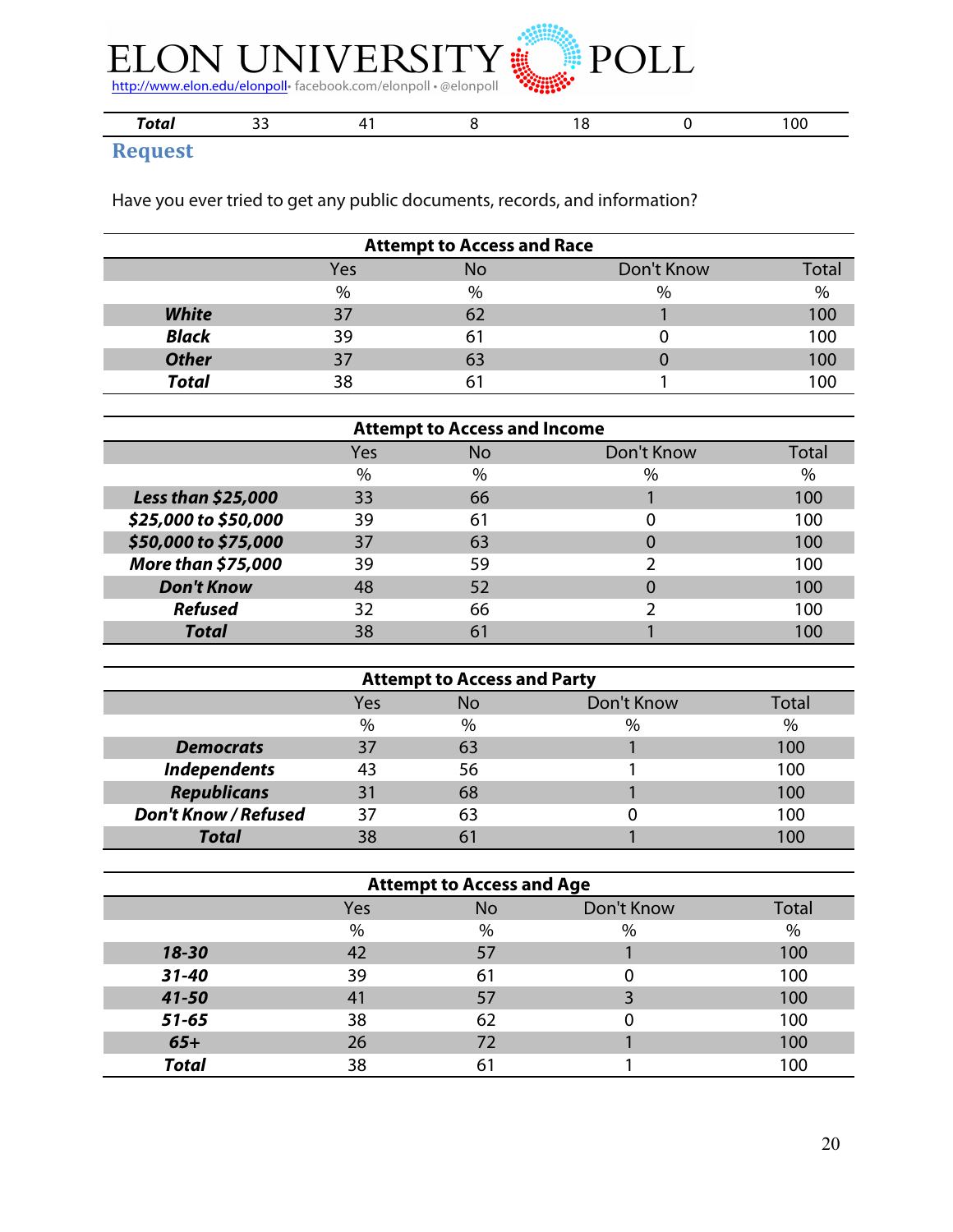| Total | 33 | 41 | 8 | 18 | 0 | 100 |
|---|---|---|---|---|---|---|

## Request

Have you ever tried to get any public documents, records, and information?

| Attempt to Access and Race | | | | |
|---|---|---|---|---|
| | Yes | No | Don't Know | Total |
| | % | % | % | % |
| ***White*** | 37 | 62 | 1 | 100 |
| ***Black*** | 39 | 61 | 0 | 100 |
| ***Other*** | 37 | 63 | 0 | 100 |
| ***Total*** | 38 | 61 | 1 | 100 |

| Attempt to Access and Income | | | | |
|---|---|---|---|---|
| | Yes | No | Don't Know | Total |
| | % | % | % | % |
| ***Less than $25,000*** | 33 | 66 | 1 | 100 |
| ***$25,000 to $50,000*** | 39 | 61 | 0 | 100 |
| ***$50,000 to $75,000*** | 37 | 63 | 0 | 100 |
| ***More than $75,000*** | 39 | 59 | 2 | 100 |
| ***Don't Know*** | 48 | 52 | 0 | 100 |
| ***Refused*** | 32 | 66 | 2 | 100 |
| ***Total*** | 38 | 61 | 1 | 100 |

| Attempt to Access and Party | | | | |
|---|---|---|---|---|
| | Yes | No | Don't Know | Total |
| | % | % | % | % |
| ***Democrats*** | 37 | 63 | 1 | 100 |
| ***Independents*** | 43 | 56 | 1 | 100 |
| ***Republicans*** | 31 | 68 | 1 | 100 |
| ***Don't Know / Refused*** | 37 | 63 | 0 | 100 |
| ***Total*** | 38 | 61 | 1 | 100 |

| Attempt to Access and Age | | | | |
|---|---|---|---|---|
| | Yes | No | Don't Know | Total |
| | % | % | % | % |
| ***18-30*** | 42 | 57 | 1 | 100 |
| ***31-40*** | 39 | 61 | 0 | 100 |
| ***41-50*** | 41 | 57 | 3 | 100 |
| ***51-65*** | 38 | 62 | 0 | 100 |
| ***65+*** | 26 | 72 | 1 | 100 |
| ***Total*** | 38 | 61 | 1 | 100 |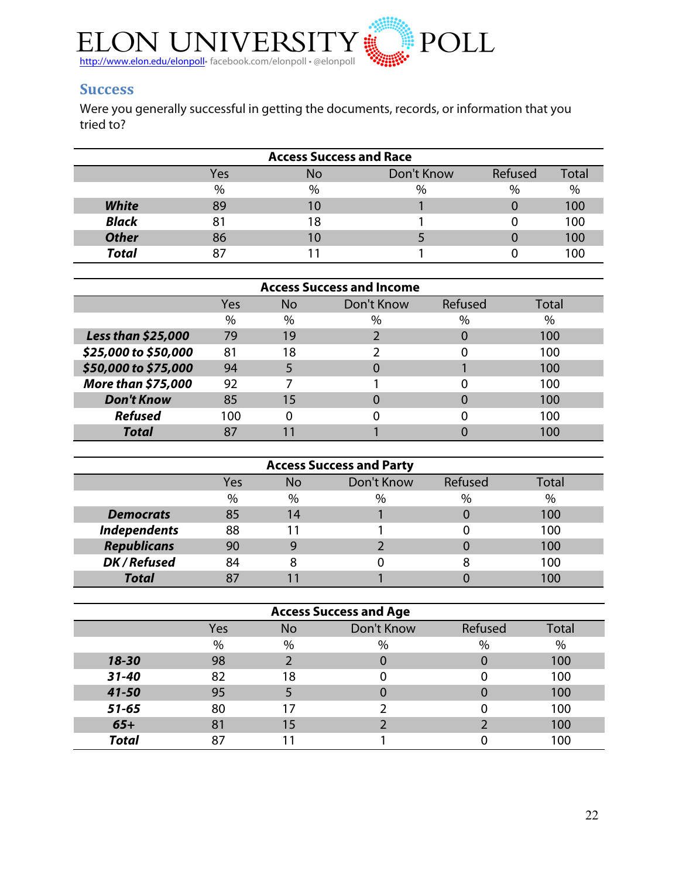## Success

Were you generally successful in getting the documents, records, or information that you tried to?

| Access Success and Race | | | | | |
|---|---|---|---|---|---|
| | Yes | No | Don't Know | Refused | Total |
| | % | % | % | % | % |
| ***White*** | 89 | 10 | 1 | 0 | 100 |
| ***Black*** | 81 | 18 | 1 | 0 | 100 |
| ***Other*** | 86 | 10 | 5 | 0 | 100 |
| ***Total*** | 87 | 11 | 1 | 0 | 100 |

| Access Success and Income | | | | | |
|---|---|---|---|---|---|
| | Yes | No | Don't Know | Refused | Total |
| | % | % | % | % | % |
| ***Less than $25,000*** | 79 | 19 | 2 | 0 | 100 |
| ***$25,000 to $50,000*** | 81 | 18 | 2 | 0 | 100 |
| ***$50,000 to $75,000*** | 94 | 5 | 0 | 1 | 100 |
| ***More than $75,000*** | 92 | 7 | 1 | 0 | 100 |
| ***Don't Know*** | 85 | 15 | 0 | 0 | 100 |
| ***Refused*** | 100 | 0 | 0 | 0 | 100 |
| ***Total*** | 87 | 11 | 1 | 0 | 100 |

| Access Success and Party | | | | | |
|---|---|---|---|---|---|
| | Yes | No | Don't Know | Refused | Total |
| | % | % | % | % | % |
| ***Democrats*** | 85 | 14 | 1 | 0 | 100 |
| ***Independents*** | 88 | 11 | 1 | 0 | 100 |
| ***Republicans*** | 90 | 9 | 2 | 0 | 100 |
| ***DK / Refused*** | 84 | 8 | 0 | 8 | 100 |
| ***Total*** | 87 | 11 | 1 | 0 | 100 |

| Access Success and Age | | | | | |
|---|---|---|---|---|---|
| | Yes | No | Don't Know | Refused | Total |
| | % | % | % | % | % |
| ***18-30*** | 98 | 2 | 0 | 0 | 100 |
| ***31-40*** | 82 | 18 | 0 | 0 | 100 |
| ***41-50*** | 95 | 5 | 0 | 0 | 100 |
| ***51-65*** | 80 | 17 | 2 | 0 | 100 |
| ***65+*** | 81 | 15 | 2 | 2 | 100 |
| ***Total*** | 87 | 11 | 1 | 0 | 100 |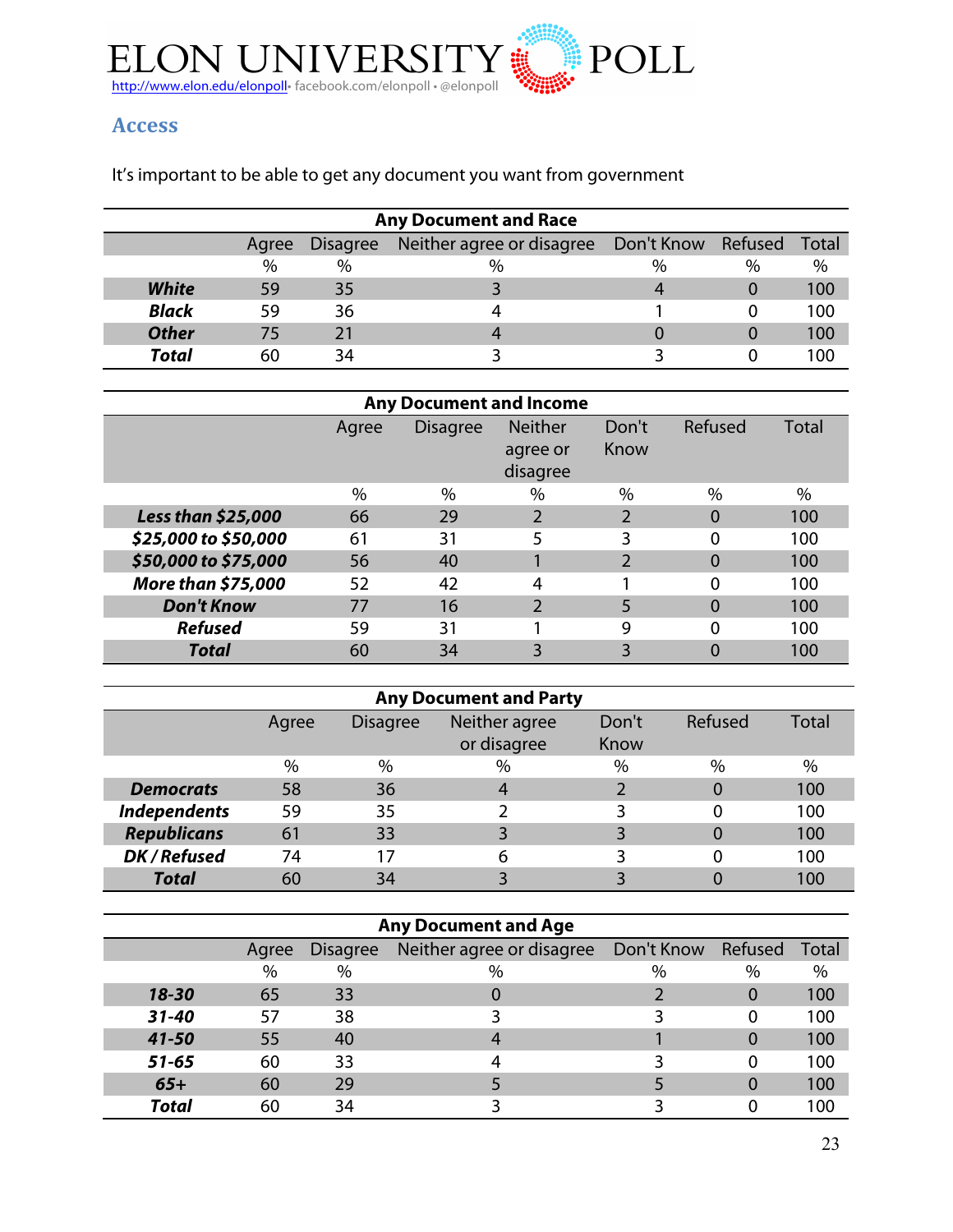# ELON UNIVERSITY POLL

http://www.elon.edu/elonpoll• facebook.com/elonpoll • @elonpoll

## Access

It's important to be able to get any document you want from government

| Any Document and Race | | | | | | |
|---|---|---|---|---|---|---|
| | Agree | Disagree | Neither agree or disagree | Don't Know | Refused | Total |
| | % | % | % | % | % | % |
| ***White*** | 59 | 35 | 3 | 4 | 0 | 100 |
| ***Black*** | 59 | 36 | 4 | 1 | 0 | 100 |
| ***Other*** | 75 | 21 | 4 | 0 | 0 | 100 |
| ***Total*** | 60 | 34 | 3 | 3 | 0 | 100 |

| Any Document and Income | | | | | | |
|---|---|---|---|---|---|---|
| | Agree | Disagree | Neither agree or disagree | Don't Know | Refused | Total |
| | % | % | % | % | % | % |
| ***Less than $25,000*** | 66 | 29 | 2 | 2 | 0 | 100 |
| ***$25,000 to $50,000*** | 61 | 31 | 5 | 3 | 0 | 100 |
| ***$50,000 to $75,000*** | 56 | 40 | 1 | 2 | 0 | 100 |
| ***More than $75,000*** | 52 | 42 | 4 | 1 | 0 | 100 |
| ***Don't Know*** | 77 | 16 | 2 | 5 | 0 | 100 |
| ***Refused*** | 59 | 31 | 1 | 9 | 0 | 100 |
| ***Total*** | 60 | 34 | 3 | 3 | 0 | 100 |

| Any Document and Party | | | | | | |
|---|---|---|---|---|---|---|
| | Agree | Disagree | Neither agree or disagree | Don't Know | Refused | Total |
| | % | % | % | % | % | % |
| ***Democrats*** | 58 | 36 | 4 | 2 | 0 | 100 |
| ***Independents*** | 59 | 35 | 2 | 3 | 0 | 100 |
| ***Republicans*** | 61 | 33 | 3 | 3 | 0 | 100 |
| ***DK / Refused*** | 74 | 17 | 6 | 3 | 0 | 100 |
| ***Total*** | 60 | 34 | 3 | 3 | 0 | 100 |

| Any Document and Age | | | | | | |
|---|---|---|---|---|---|---|
| | Agree | Disagree | Neither agree or disagree | Don't Know | Refused | Total |
| | % | % | % | % | % | % |
| ***18-30*** | 65 | 33 | 0 | 2 | 0 | 100 |
| ***31-40*** | 57 | 38 | 3 | 3 | 0 | 100 |
| ***41-50*** | 55 | 40 | 4 | 1 | 0 | 100 |
| ***51-65*** | 60 | 33 | 4 | 3 | 0 | 100 |
| ***65+*** | 60 | 29 | 5 | 5 | 0 | 100 |
| ***Total*** | 60 | 34 | 3 | 3 | 0 | 100 |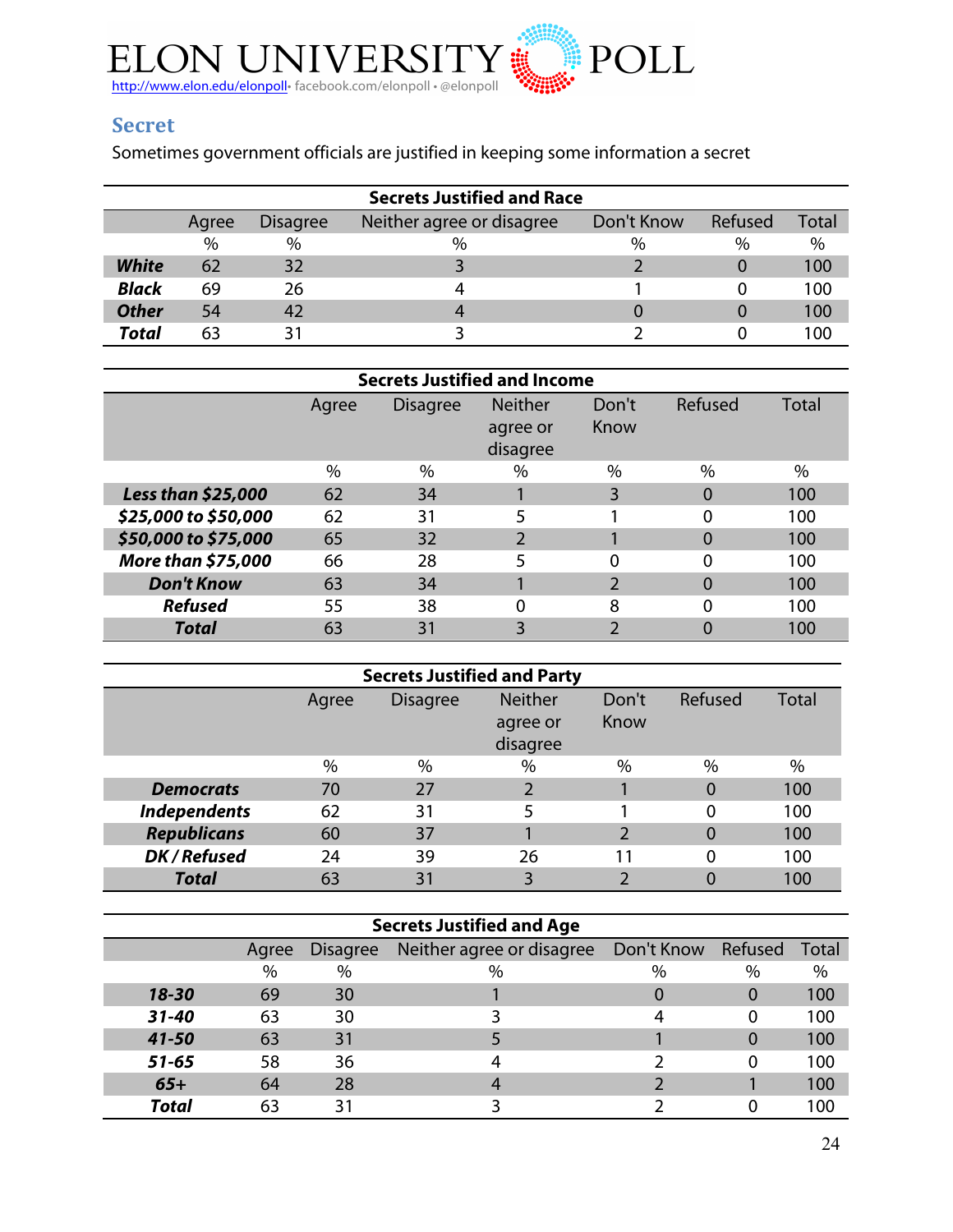## Secret

Sometimes government officials are justified in keeping some information a secret

| Secrets Justified and Race | | | | | | |
|---|---|---|---|---|---|---|
| | Agree | Disagree | Neither agree or disagree | Don't Know | Refused | Total |
| | % | % | % | % | % | % |
| ***White*** | 62 | 32 | 3 | 2 | 0 | 100 |
| ***Black*** | 69 | 26 | 4 | 1 | 0 | 100 |
| ***Other*** | 54 | 42 | 4 | 0 | 0 | 100 |
| ***Total*** | 63 | 31 | 3 | 2 | 0 | 100 |

| Secrets Justified and Income | | | | | | |
|---|---|---|---|---|---|---|
| | Agree | Disagree | Neither agree or disagree | Don't Know | Refused | Total |
| | % | % | % | % | % | % |
| ***Less than $25,000*** | 62 | 34 | 1 | 3 | 0 | 100 |
| ***$25,000 to $50,000*** | 62 | 31 | 5 | 1 | 0 | 100 |
| ***$50,000 to $75,000*** | 65 | 32 | 2 | 1 | 0 | 100 |
| ***More than $75,000*** | 66 | 28 | 5 | 0 | 0 | 100 |
| ***Don't Know*** | 63 | 34 | 1 | 2 | 0 | 100 |
| ***Refused*** | 55 | 38 | 0 | 8 | 0 | 100 |
| ***Total*** | 63 | 31 | 3 | 2 | 0 | 100 |

| Secrets Justified and Party | | | | | | |
|---|---|---|---|---|---|---|
| | Agree | Disagree | Neither agree or disagree | Don't Know | Refused | Total |
| | % | % | % | % | % | % |
| ***Democrats*** | 70 | 27 | 2 | 1 | 0 | 100 |
| ***Independents*** | 62 | 31 | 5 | 1 | 0 | 100 |
| ***Republicans*** | 60 | 37 | 1 | 2 | 0 | 100 |
| ***DK / Refused*** | 24 | 39 | 26 | 11 | 0 | 100 |
| ***Total*** | 63 | 31 | 3 | 2 | 0 | 100 |

| Secrets Justified and Age | | | | | | |
|---|---|---|---|---|---|---|
| | Agree | Disagree | Neither agree or disagree | Don't Know | Refused | Total |
| | % | % | % | % | % | % |
| ***18-30*** | 69 | 30 | 1 | 0 | 0 | 100 |
| ***31-40*** | 63 | 30 | 3 | 4 | 0 | 100 |
| ***41-50*** | 63 | 31 | 5 | 1 | 0 | 100 |
| ***51-65*** | 58 | 36 | 4 | 2 | 0 | 100 |
| ***65+*** | 64 | 28 | 4 | 2 | 1 | 100 |
| ***Total*** | 63 | 31 | 3 | 2 | 0 | 100 |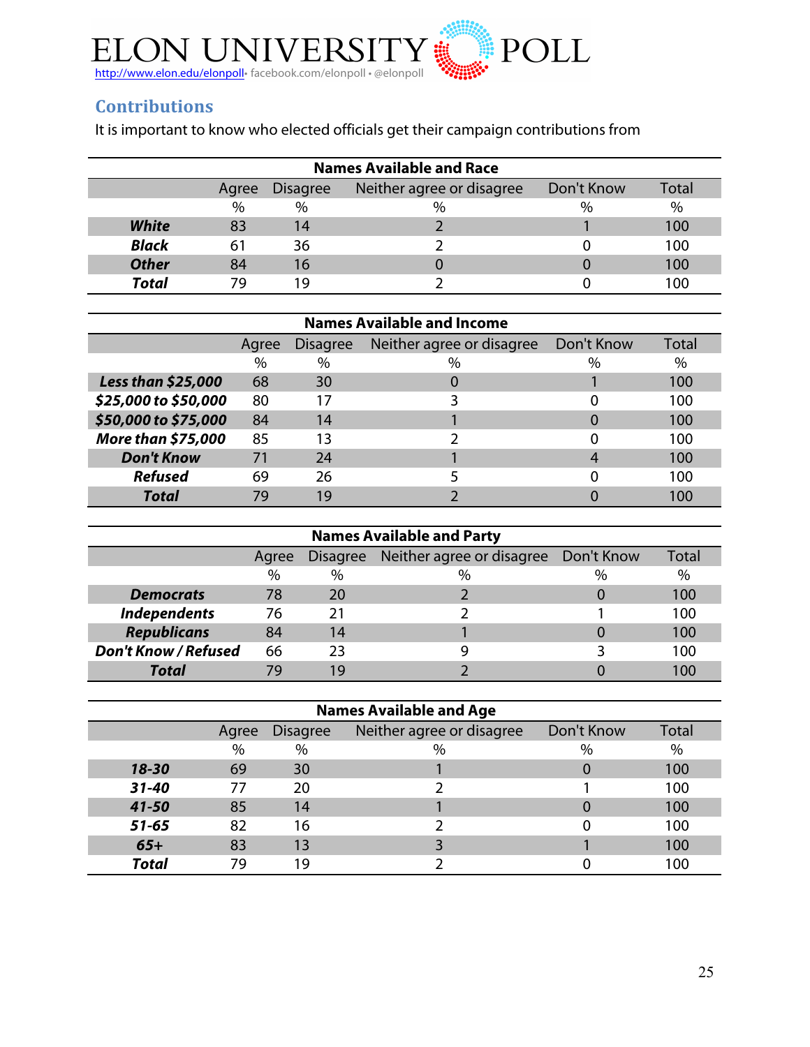ELON UNIVERSITY POLL

http://www.elon.edu/elonpoll• facebook.com/elonpoll • @elonpoll

## Contributions

It is important to know who elected officials get their campaign contributions from

| Names Available and Race | | | | | |
|---|---|---|---|---|---|
| | Agree | Disagree | Neither agree or disagree | Don't Know | Total |
| | % | % | % | % | % |
| ***White*** | 83 | 14 | 2 | 1 | 100 |
| ***Black*** | 61 | 36 | 2 | 0 | 100 |
| ***Other*** | 84 | 16 | 0 | 0 | 100 |
| ***Total*** | 79 | 19 | 2 | 0 | 100 |

| Names Available and Income | | | | | |
|---|---|---|---|---|---|
| | Agree | Disagree | Neither agree or disagree | Don't Know | Total |
| | % | % | % | % | % |
| ***Less than $25,000*** | 68 | 30 | 0 | 1 | 100 |
| ***$25,000 to $50,000*** | 80 | 17 | 3 | 0 | 100 |
| ***$50,000 to $75,000*** | 84 | 14 | 1 | 0 | 100 |
| ***More than $75,000*** | 85 | 13 | 2 | 0 | 100 |
| ***Don't Know*** | 71 | 24 | 1 | 4 | 100 |
| ***Refused*** | 69 | 26 | 5 | 0 | 100 |
| ***Total*** | 79 | 19 | 2 | 0 | 100 |

| Names Available and Party | | | | | |
|---|---|---|---|---|---|
| | Agree | Disagree | Neither agree or disagree | Don't Know | Total |
| | % | % | % | % | % |
| ***Democrats*** | 78 | 20 | 2 | 0 | 100 |
| ***Independents*** | 76 | 21 | 2 | 1 | 100 |
| ***Republicans*** | 84 | 14 | 1 | 0 | 100 |
| ***Don't Know / Refused*** | 66 | 23 | 9 | 3 | 100 |
| ***Total*** | 79 | 19 | 2 | 0 | 100 |

| Names Available and Age | | | | | |
|---|---|---|---|---|---|
| | Agree | Disagree | Neither agree or disagree | Don't Know | Total |
| | % | % | % | % | % |
| ***18-30*** | 69 | 30 | 1 | 0 | 100 |
| ***31-40*** | 77 | 20 | 2 | 1 | 100 |
| ***41-50*** | 85 | 14 | 1 | 0 | 100 |
| ***51-65*** | 82 | 16 | 2 | 0 | 100 |
| ***65+*** | 83 | 13 | 3 | 1 | 100 |
| ***Total*** | 79 | 19 | 2 | 0 | 100 |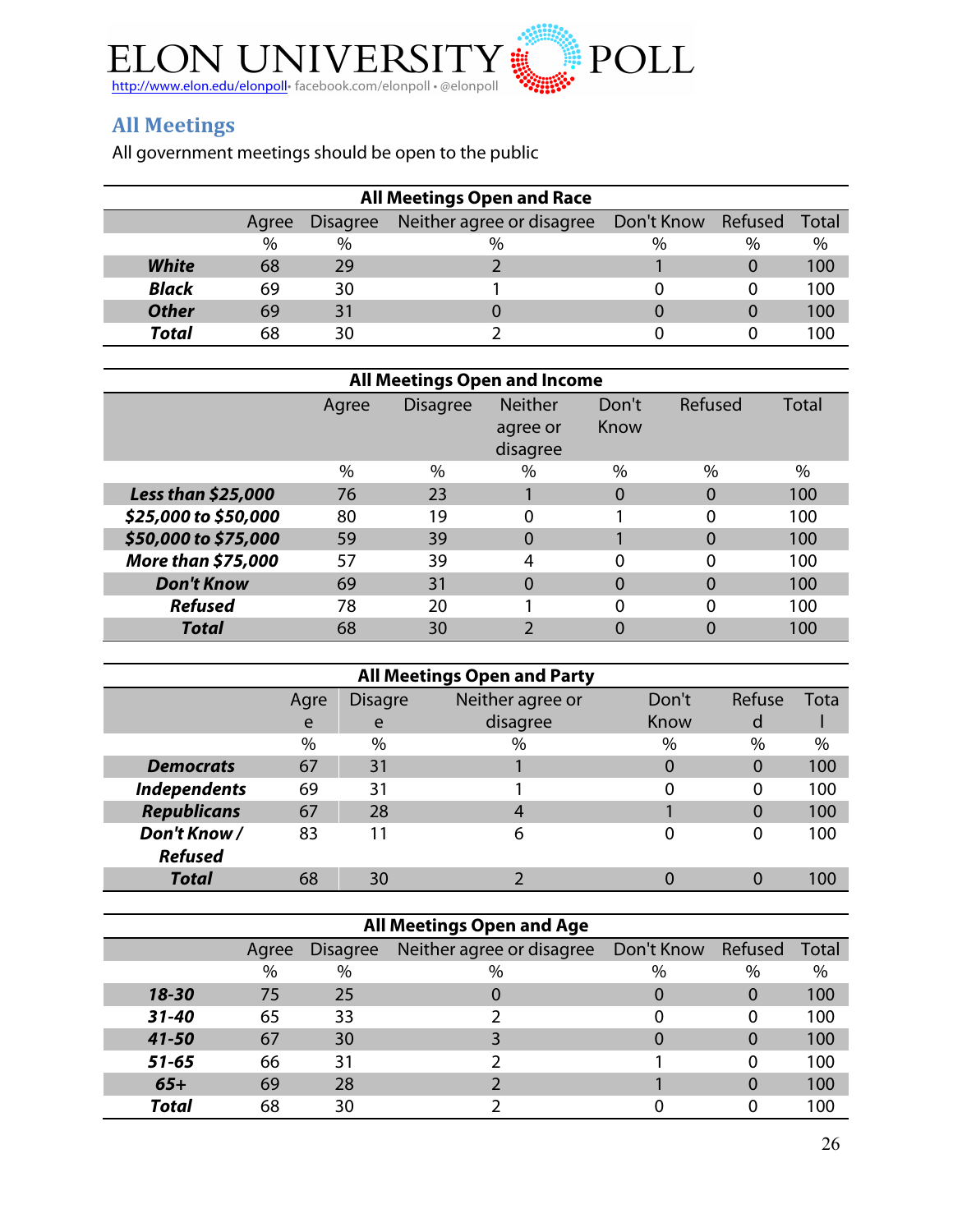## All Meetings

All government meetings should be open to the public

| All Meetings Open and Race | | | | | | |
|---|---|---|---|---|---|---|
| | Agree | Disagree | Neither agree or disagree | Don't Know | Refused | Total |
| | % | % | % | % | % | % |
| ***White*** | 68 | 29 | 2 | 1 | 0 | 100 |
| ***Black*** | 69 | 30 | 1 | 0 | 0 | 100 |
| ***Other*** | 69 | 31 | 0 | 0 | 0 | 100 |
| ***Total*** | 68 | 30 | 2 | 0 | 0 | 100 |

| All Meetings Open and Income | | | | | | |
|---|---|---|---|---|---|---|
| | Agree | Disagree | Neither agree or disagree | Don't Know | Refused | Total |
| | % | % | % | % | % | % |
| ***Less than $25,000*** | 76 | 23 | 1 | 0 | 0 | 100 |
| ***$25,000 to $50,000*** | 80 | 19 | 0 | 1 | 0 | 100 |
| ***$50,000 to $75,000*** | 59 | 39 | 0 | 1 | 0 | 100 |
| ***More than $75,000*** | 57 | 39 | 4 | 0 | 0 | 100 |
| ***Don't Know*** | 69 | 31 | 0 | 0 | 0 | 100 |
| ***Refused*** | 78 | 20 | 1 | 0 | 0 | 100 |
| ***Total*** | 68 | 30 | 2 | 0 | 0 | 100 |

| All Meetings Open and Party | | | | | | |
|---|---|---|---|---|---|---|
| | Agree | Disagree | Neither agree or disagree | Don't Know | Refused | Total |
| | % | % | % | % | % | % |
| ***Democrats*** | 67 | 31 | 1 | 0 | 0 | 100 |
| ***Independents*** | 69 | 31 | 1 | 0 | 0 | 100 |
| ***Republicans*** | 67 | 28 | 4 | 1 | 0 | 100 |
| ***Don't Know / Refused*** | 83 | 11 | 6 | 0 | 0 | 100 |
| ***Total*** | 68 | 30 | 2 | 0 | 0 | 100 |

| All Meetings Open and Age | | | | | | |
|---|---|---|---|---|---|---|
| | Agree | Disagree | Neither agree or disagree | Don't Know | Refused | Total |
| | % | % | % | % | % | % |
| ***18-30*** | 75 | 25 | 0 | 0 | 0 | 100 |
| ***31-40*** | 65 | 33 | 2 | 0 | 0 | 100 |
| ***41-50*** | 67 | 30 | 3 | 0 | 0 | 100 |
| ***51-65*** | 66 | 31 | 2 | 1 | 0 | 100 |
| ***65+*** | 69 | 28 | 2 | 1 | 0 | 100 |
| ***Total*** | 68 | 30 | 2 | 0 | 0 | 100 |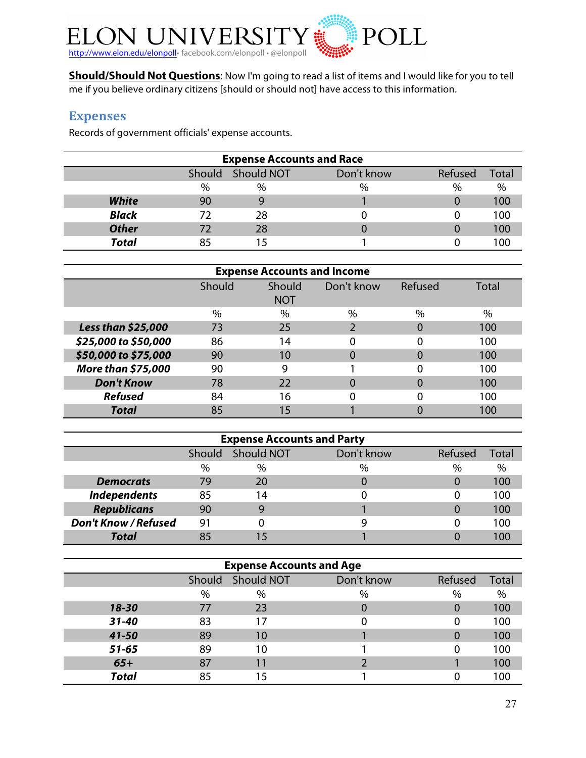# ELON UNIVERSITY POLL

http://www.elon.edu/elonpoll• facebook.com/elonpoll • @elonpoll

**Should/Should Not Questions**: Now I'm going to read a list of items and I would like for you to tell me if you believe ordinary citizens [should or should not] have access to this information.

## Expenses

Records of government officials' expense accounts.

| Expense Accounts and Race | | | | | |
|---|---|---|---|---|---|
| | Should | Should NOT | Don't know | Refused | Total |
| | % | % | % | % | % |
| ***White*** | 90 | 9 | 1 | 0 | 100 |
| ***Black*** | 72 | 28 | 0 | 0 | 100 |
| ***Other*** | 72 | 28 | 0 | 0 | 100 |
| ***Total*** | 85 | 15 | 1 | 0 | 100 |

| Expense Accounts and Income | | | | | |
|---|---|---|---|---|---|
| | Should | Should NOT | Don't know | Refused | Total |
| | % | % | % | % | % |
| ***Less than $25,000*** | 73 | 25 | 2 | 0 | 100 |
| ***$25,000 to $50,000*** | 86 | 14 | 0 | 0 | 100 |
| ***$50,000 to $75,000*** | 90 | 10 | 0 | 0 | 100 |
| ***More than $75,000*** | 90 | 9 | 1 | 0 | 100 |
| ***Don't Know*** | 78 | 22 | 0 | 0 | 100 |
| ***Refused*** | 84 | 16 | 0 | 0 | 100 |
| ***Total*** | 85 | 15 | 1 | 0 | 100 |

| Expense Accounts and Party | | | | | |
|---|---|---|---|---|---|
| | Should | Should NOT | Don't know | Refused | Total |
| | % | % | % | % | % |
| ***Democrats*** | 79 | 20 | 0 | 0 | 100 |
| ***Independents*** | 85 | 14 | 0 | 0 | 100 |
| ***Republicans*** | 90 | 9 | 1 | 0 | 100 |
| ***Don't Know / Refused*** | 91 | 0 | 9 | 0 | 100 |
| ***Total*** | 85 | 15 | 1 | 0 | 100 |

| Expense Accounts and Age | | | | | |
|---|---|---|---|---|---|
| | Should | Should NOT | Don't know | Refused | Total |
| | % | % | % | % | % |
| ***18-30*** | 77 | 23 | 0 | 0 | 100 |
| ***31-40*** | 83 | 17 | 0 | 0 | 100 |
| ***41-50*** | 89 | 10 | 1 | 0 | 100 |
| ***51-65*** | 89 | 10 | 1 | 0 | 100 |
| ***65+*** | 87 | 11 | 2 | 1 | 100 |
| ***Total*** | 85 | 15 | 1 | 0 | 100 |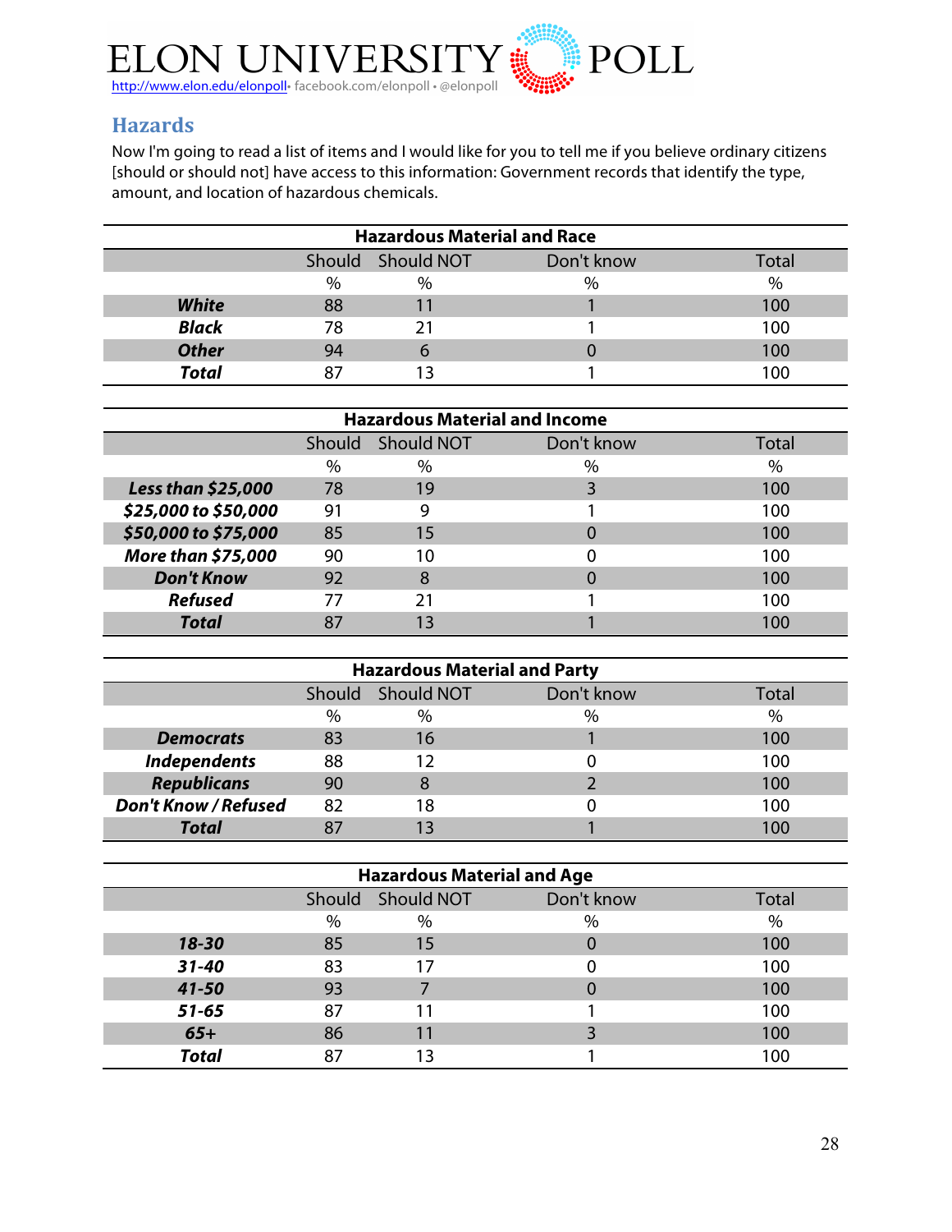## Hazards

Now I'm going to read a list of items and I would like for you to tell me if you believe ordinary citizens [should or should not] have access to this information: Government records that identify the type, amount, and location of hazardous chemicals.

| Hazardous Material and Race | | | | |
|---|---|---|---|---|
| | Should | Should NOT | Don't know | Total |
| | % | % | % | % |
| ***White*** | 88 | 11 | 1 | 100 |
| ***Black*** | 78 | 21 | 1 | 100 |
| ***Other*** | 94 | 6 | 0 | 100 |
| ***Total*** | 87 | 13 | 1 | 100 |

| Hazardous Material and Income | | | | |
|---|---|---|---|---|
| | Should | Should NOT | Don't know | Total |
| | % | % | % | % |
| ***Less than $25,000*** | 78 | 19 | 3 | 100 |
| ***$25,000 to $50,000*** | 91 | 9 | 1 | 100 |
| ***$50,000 to $75,000*** | 85 | 15 | 0 | 100 |
| ***More than $75,000*** | 90 | 10 | 0 | 100 |
| ***Don't Know*** | 92 | 8 | 0 | 100 |
| ***Refused*** | 77 | 21 | 1 | 100 |
| ***Total*** | 87 | 13 | 1 | 100 |

| Hazardous Material and Party | | | | |
|---|---|---|---|---|
| | Should | Should NOT | Don't know | Total |
| | % | % | % | % |
| ***Democrats*** | 83 | 16 | 1 | 100 |
| ***Independents*** | 88 | 12 | 0 | 100 |
| ***Republicans*** | 90 | 8 | 2 | 100 |
| ***Don't Know / Refused*** | 82 | 18 | 0 | 100 |
| ***Total*** | 87 | 13 | 1 | 100 |

| Hazardous Material and Age | | | | |
|---|---|---|---|---|
| | Should | Should NOT | Don't know | Total |
| | % | % | % | % |
| ***18-30*** | 85 | 15 | 0 | 100 |
| ***31-40*** | 83 | 17 | 0 | 100 |
| ***41-50*** | 93 | 7 | 0 | 100 |
| ***51-65*** | 87 | 11 | 1 | 100 |
| ***65+*** | 86 | 11 | 3 | 100 |
| ***Total*** | 87 | 13 | 1 | 100 |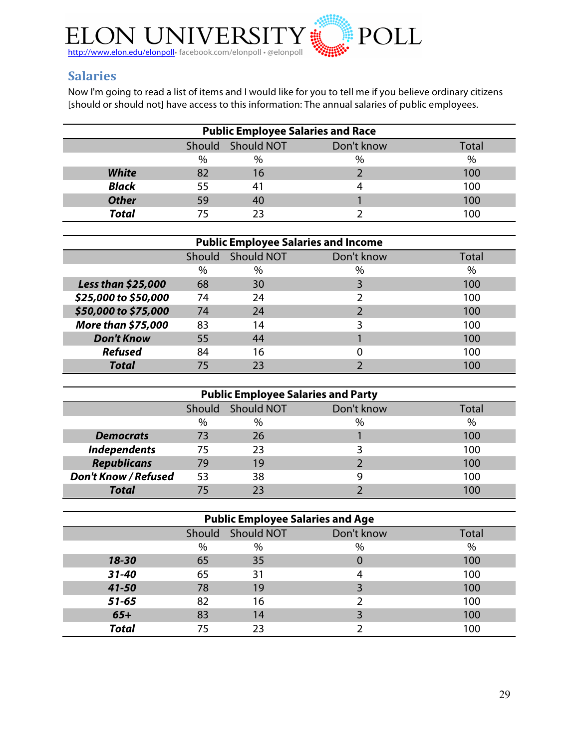## Salaries

Now I'm going to read a list of items and I would like for you to tell me if you believe ordinary citizens [should or should not] have access to this information: The annual salaries of public employees.

| Public Employee Salaries and Race | | | | |
|---|---|---|---|---|
| | Should | Should NOT | Don't know | Total |
| | % | % | % | % |
| ***White*** | 82 | 16 | 2 | 100 |
| ***Black*** | 55 | 41 | 4 | 100 |
| ***Other*** | 59 | 40 | 1 | 100 |
| ***Total*** | 75 | 23 | 2 | 100 |

| Public Employee Salaries and Income | | | | |
|---|---|---|---|---|
| | Should | Should NOT | Don't know | Total |
| | % | % | % | % |
| ***Less than $25,000*** | 68 | 30 | 3 | 100 |
| ***$25,000 to $50,000*** | 74 | 24 | 2 | 100 |
| ***$50,000 to $75,000*** | 74 | 24 | 2 | 100 |
| ***More than $75,000*** | 83 | 14 | 3 | 100 |
| ***Don't Know*** | 55 | 44 | 1 | 100 |
| ***Refused*** | 84 | 16 | 0 | 100 |
| ***Total*** | 75 | 23 | 2 | 100 |

| Public Employee Salaries and Party | | | | |
|---|---|---|---|---|
| | Should | Should NOT | Don't know | Total |
| | % | % | % | % |
| ***Democrats*** | 73 | 26 | 1 | 100 |
| ***Independents*** | 75 | 23 | 3 | 100 |
| ***Republicans*** | 79 | 19 | 2 | 100 |
| ***Don't Know / Refused*** | 53 | 38 | 9 | 100 |
| ***Total*** | 75 | 23 | 2 | 100 |

| Public Employee Salaries and Age | | | | |
|---|---|---|---|---|
| | Should | Should NOT | Don't know | Total |
| | % | % | % | % |
| ***18-30*** | 65 | 35 | 0 | 100 |
| ***31-40*** | 65 | 31 | 4 | 100 |
| ***41-50*** | 78 | 19 | 3 | 100 |
| ***51-65*** | 82 | 16 | 2 | 100 |
| ***65+*** | 83 | 14 | 3 | 100 |
| ***Total*** | 75 | 23 | 2 | 100 |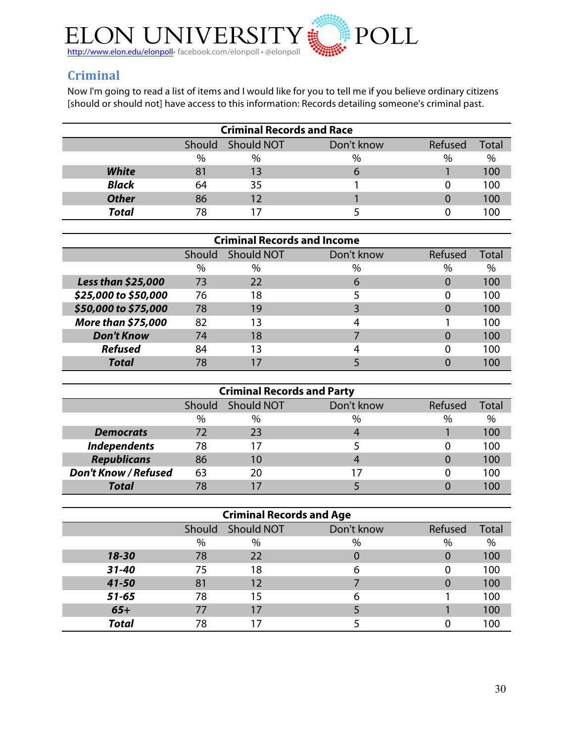## Criminal

Now I'm going to read a list of items and I would like for you to tell me if you believe ordinary citizens [should or should not] have access to this information: Records detailing someone's criminal past.

| Criminal Records and Race | | | | | |
|---|---|---|---|---|---|
| | Should | Should NOT | Don't know | Refused | Total |
| | % | % | % | % | % |
| ***White*** | 81 | 13 | 6 | 1 | 100 |
| ***Black*** | 64 | 35 | 1 | 0 | 100 |
| ***Other*** | 86 | 12 | 1 | 0 | 100 |
| ***Total*** | 78 | 17 | 5 | 0 | 100 |

| Criminal Records and Income | | | | | |
|---|---|---|---|---|---|
| | Should | Should NOT | Don't know | Refused | Total |
| | % | % | % | % | % |
| ***Less than $25,000*** | 73 | 22 | 6 | 0 | 100 |
| ***$25,000 to $50,000*** | 76 | 18 | 5 | 0 | 100 |
| ***$50,000 to $75,000*** | 78 | 19 | 3 | 0 | 100 |
| ***More than $75,000*** | 82 | 13 | 4 | 1 | 100 |
| ***Don't Know*** | 74 | 18 | 7 | 0 | 100 |
| ***Refused*** | 84 | 13 | 4 | 0 | 100 |
| ***Total*** | 78 | 17 | 5 | 0 | 100 |

| Criminal Records and Party | | | | | |
|---|---|---|---|---|---|
| | Should | Should NOT | Don't know | Refused | Total |
| | % | % | % | % | % |
| ***Democrats*** | 72 | 23 | 4 | 1 | 100 |
| ***Independents*** | 78 | 17 | 5 | 0 | 100 |
| ***Republicans*** | 86 | 10 | 4 | 0 | 100 |
| ***Don't Know / Refused*** | 63 | 20 | 17 | 0 | 100 |
| ***Total*** | 78 | 17 | 5 | 0 | 100 |

| Criminal Records and Age | | | | | |
|---|---|---|---|---|---|
| | Should | Should NOT | Don't know | Refused | Total |
| | % | % | % | % | % |
| ***18-30*** | 78 | 22 | 0 | 0 | 100 |
| ***31-40*** | 75 | 18 | 6 | 0 | 100 |
| ***41-50*** | 81 | 12 | 7 | 0 | 100 |
| ***51-65*** | 78 | 15 | 6 | 1 | 100 |
| ***65+*** | 77 | 17 | 5 | 1 | 100 |
| ***Total*** | 78 | 17 | 5 | 0 | 100 |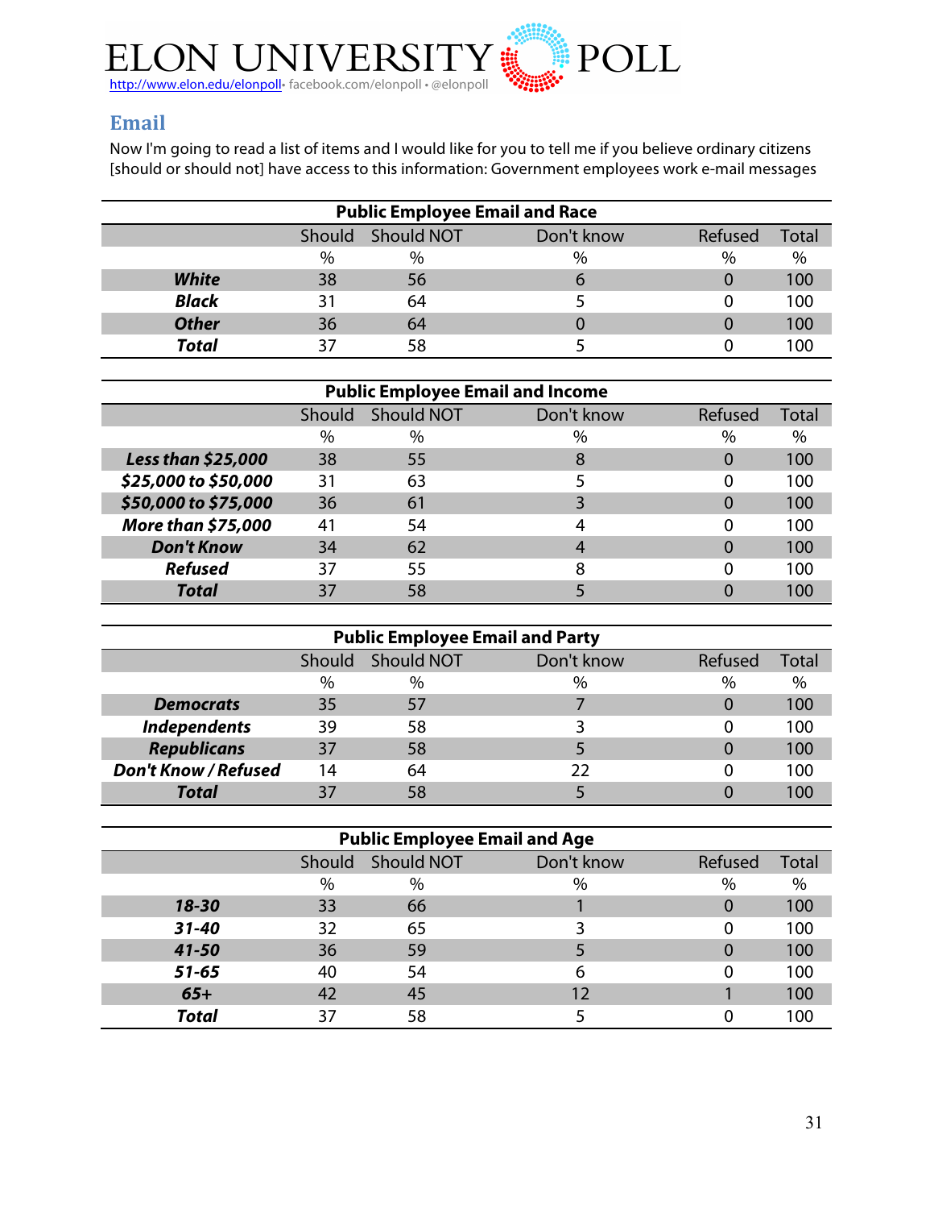## Email

Now I'm going to read a list of items and I would like for you to tell me if you believe ordinary citizens [should or should not] have access to this information: Government employees work e-mail messages

| Public Employee Email and Race | Should | Should NOT | Don't know | Refused | Total |
|---|---|---|---|---|---|
| | % | % | % | % | % |
| ***White*** | 38 | 56 | 6 | 0 | 100 |
| ***Black*** | 31 | 64 | 5 | 0 | 100 |
| ***Other*** | 36 | 64 | 0 | 0 | 100 |
| ***Total*** | 37 | 58 | 5 | 0 | 100 |

| Public Employee Email and Income | Should | Should NOT | Don't know | Refused | Total |
|---|---|---|---|---|---|
| | % | % | % | % | % |
| ***Less than $25,000*** | 38 | 55 | 8 | 0 | 100 |
| ***$25,000 to $50,000*** | 31 | 63 | 5 | 0 | 100 |
| ***$50,000 to $75,000*** | 36 | 61 | 3 | 0 | 100 |
| ***More than $75,000*** | 41 | 54 | 4 | 0 | 100 |
| ***Don't Know*** | 34 | 62 | 4 | 0 | 100 |
| ***Refused*** | 37 | 55 | 8 | 0 | 100 |
| ***Total*** | 37 | 58 | 5 | 0 | 100 |

| Public Employee Email and Party | Should | Should NOT | Don't know | Refused | Total |
|---|---|---|---|---|---|
| | % | % | % | % | % |
| ***Democrats*** | 35 | 57 | 7 | 0 | 100 |
| ***Independents*** | 39 | 58 | 3 | 0 | 100 |
| ***Republicans*** | 37 | 58 | 5 | 0 | 100 |
| ***Don't Know / Refused*** | 14 | 64 | 22 | 0 | 100 |
| ***Total*** | 37 | 58 | 5 | 0 | 100 |

| Public Employee Email and Age | Should | Should NOT | Don't know | Refused | Total |
|---|---|---|---|---|---|
| | % | % | % | % | % |
| ***18-30*** | 33 | 66 | 1 | 0 | 100 |
| ***31-40*** | 32 | 65 | 3 | 0 | 100 |
| ***41-50*** | 36 | 59 | 5 | 0 | 100 |
| ***51-65*** | 40 | 54 | 6 | 0 | 100 |
| ***65+*** | 42 | 45 | 12 | 1 | 100 |
| ***Total*** | 37 | 58 | 5 | 0 | 100 |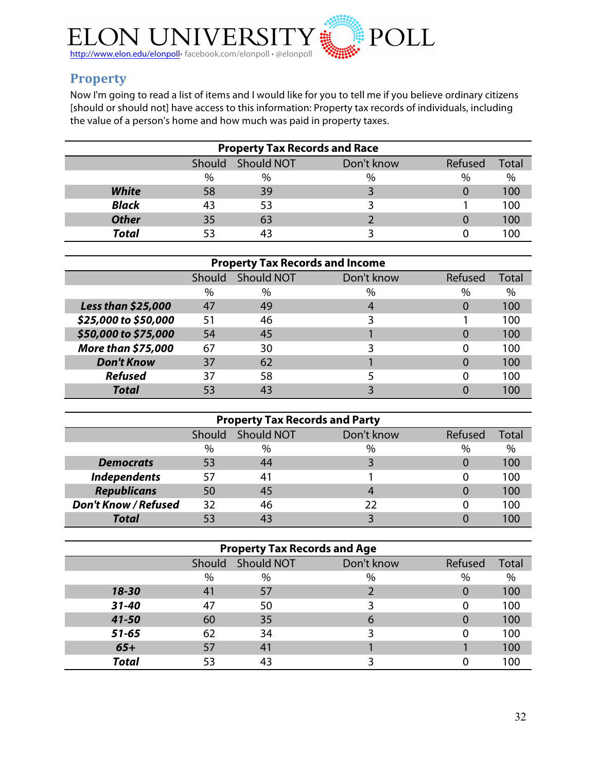## Property

Now I'm going to read a list of items and I would like for you to tell me if you believe ordinary citizens [should or should not] have access to this information: Property tax records of individuals, including the value of a person's home and how much was paid in property taxes.

| Property Tax Records and Race | Should | Should NOT | Don't know | Refused | Total |
|---|---|---|---|---|---|
| | % | % | % | % | % |
| ***White*** | 58 | 39 | 3 | 0 | 100 |
| ***Black*** | 43 | 53 | 3 | 1 | 100 |
| ***Other*** | 35 | 63 | 2 | 0 | 100 |
| ***Total*** | 53 | 43 | 3 | 0 | 100 |

| Property Tax Records and Income | Should | Should NOT | Don't know | Refused | Total |
|---|---|---|---|---|---|
| | % | % | % | % | % |
| ***Less than $25,000*** | 47 | 49 | 4 | 0 | 100 |
| ***$25,000 to $50,000*** | 51 | 46 | 3 | 1 | 100 |
| ***$50,000 to $75,000*** | 54 | 45 | 1 | 0 | 100 |
| ***More than $75,000*** | 67 | 30 | 3 | 0 | 100 |
| ***Don't Know*** | 37 | 62 | 1 | 0 | 100 |
| ***Refused*** | 37 | 58 | 5 | 0 | 100 |
| ***Total*** | 53 | 43 | 3 | 0 | 100 |

| Property Tax Records and Party | Should | Should NOT | Don't know | Refused | Total |
|---|---|---|---|---|---|
| | % | % | % | % | % |
| ***Democrats*** | 53 | 44 | 3 | 0 | 100 |
| ***Independents*** | 57 | 41 | 1 | 0 | 100 |
| ***Republicans*** | 50 | 45 | 4 | 0 | 100 |
| ***Don't Know / Refused*** | 32 | 46 | 22 | 0 | 100 |
| ***Total*** | 53 | 43 | 3 | 0 | 100 |

| Property Tax Records and Age | Should | Should NOT | Don't know | Refused | Total |
|---|---|---|---|---|---|
| | % | % | % | % | % |
| ***18-30*** | 41 | 57 | 2 | 0 | 100 |
| ***31-40*** | 47 | 50 | 3 | 0 | 100 |
| ***41-50*** | 60 | 35 | 6 | 0 | 100 |
| ***51-65*** | 62 | 34 | 3 | 0 | 100 |
| ***65+*** | 57 | 41 | 1 | 1 | 100 |
| ***Total*** | 53 | 43 | 3 | 0 | 100 |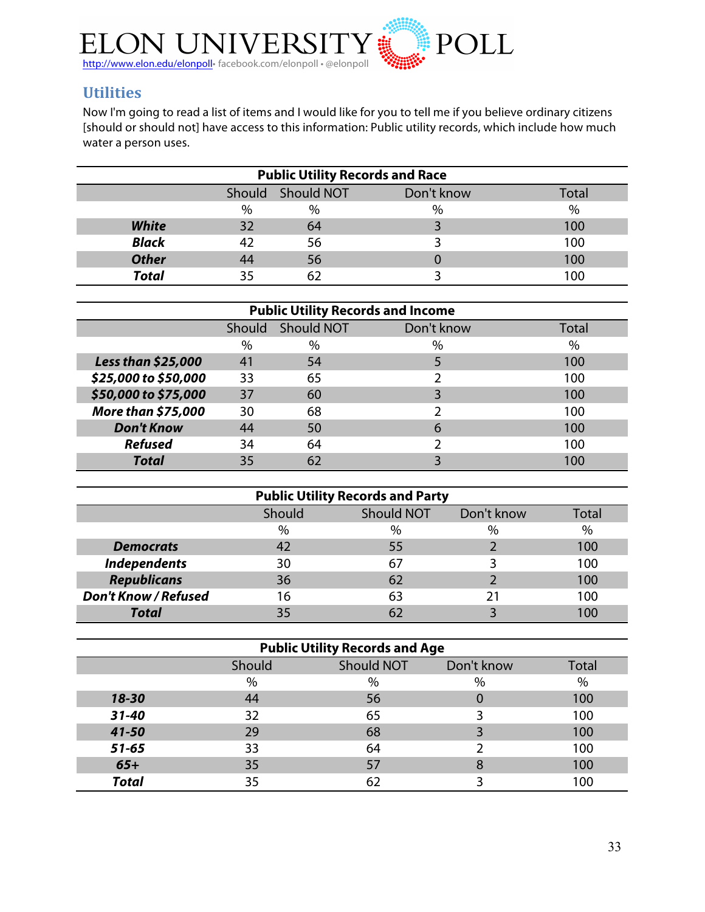## Utilities

Now I'm going to read a list of items and I would like for you to tell me if you believe ordinary citizens [should or should not] have access to this information: Public utility records, which include how much water a person uses.

| Public Utility Records and Race | | | | |
|---|---|---|---|---|
| | Should | Should NOT | Don't know | Total |
| | % | % | % | % |
| ***White*** | 32 | 64 | 3 | 100 |
| ***Black*** | 42 | 56 | 3 | 100 |
| ***Other*** | 44 | 56 | 0 | 100 |
| ***Total*** | 35 | 62 | 3 | 100 |

| Public Utility Records and Income | | | | |
|---|---|---|---|---|
| | Should | Should NOT | Don't know | Total |
| | % | % | % | % |
| ***Less than $25,000*** | 41 | 54 | 5 | 100 |
| ***$25,000 to $50,000*** | 33 | 65 | 2 | 100 |
| ***$50,000 to $75,000*** | 37 | 60 | 3 | 100 |
| ***More than $75,000*** | 30 | 68 | 2 | 100 |
| ***Don't Know*** | 44 | 50 | 6 | 100 |
| ***Refused*** | 34 | 64 | 2 | 100 |
| ***Total*** | 35 | 62 | 3 | 100 |

| Public Utility Records and Party | | | | |
|---|---|---|---|---|
| | Should | Should NOT | Don't know | Total |
| | % | % | % | % |
| ***Democrats*** | 42 | 55 | 2 | 100 |
| ***Independents*** | 30 | 67 | 3 | 100 |
| ***Republicans*** | 36 | 62 | 2 | 100 |
| ***Don't Know / Refused*** | 16 | 63 | 21 | 100 |
| ***Total*** | 35 | 62 | 3 | 100 |

| Public Utility Records and Age | | | | |
|---|---|---|---|---|
| | Should | Should NOT | Don't know | Total |
| | % | % | % | % |
| ***18-30*** | 44 | 56 | 0 | 100 |
| ***31-40*** | 32 | 65 | 3 | 100 |
| ***41-50*** | 29 | 68 | 3 | 100 |
| ***51-65*** | 33 | 64 | 2 | 100 |
| ***65+*** | 35 | 57 | 8 | 100 |
| ***Total*** | 35 | 62 | 3 | 100 |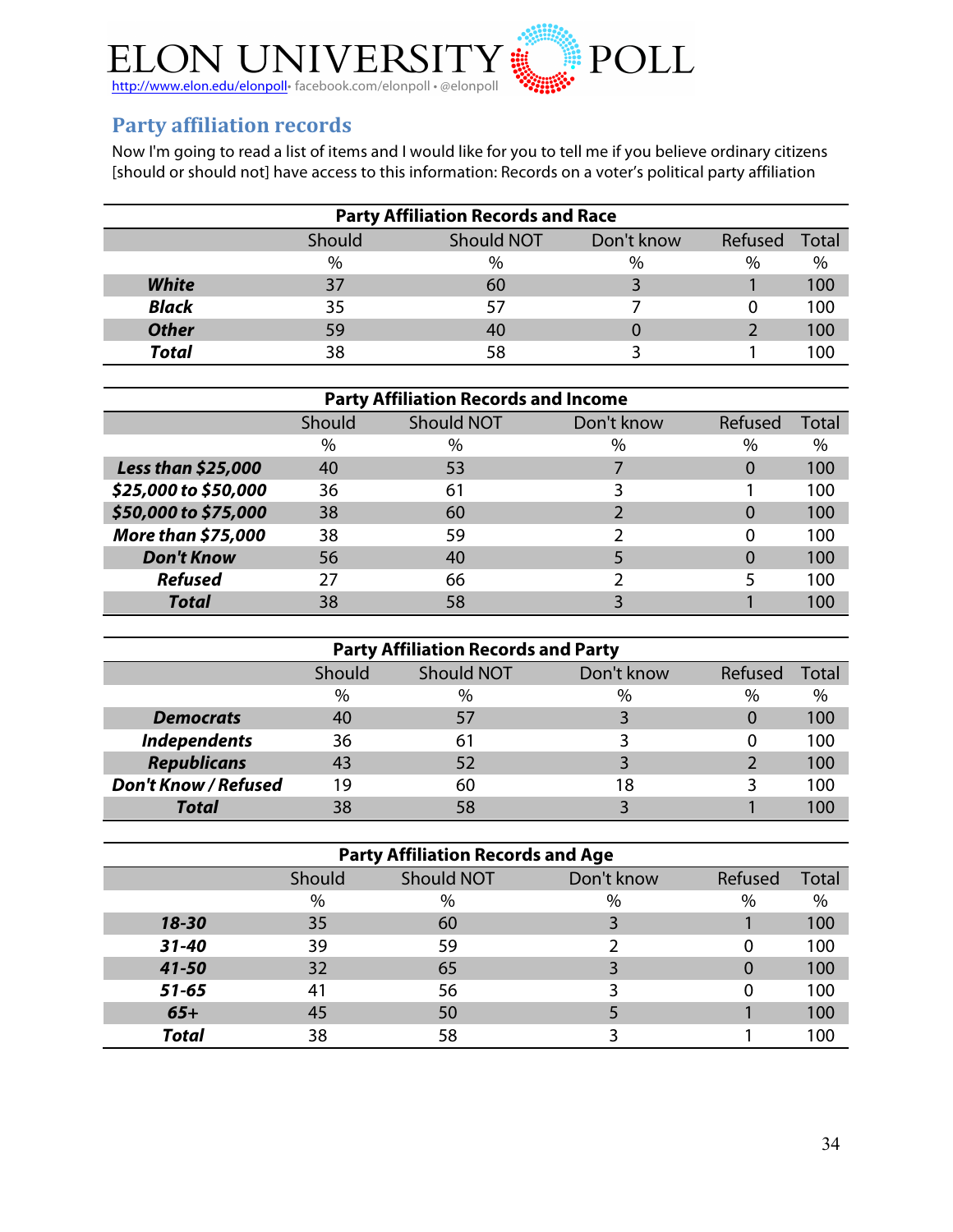ELON UNIVERSITY POLL
http://www.elon.edu/elonpoll• facebook.com/elonpoll • @elonpoll

## Party affiliation records

Now I'm going to read a list of items and I would like for you to tell me if you believe ordinary citizens [should or should not] have access to this information: Records on a voter's political party affiliation

| Party Affiliation Records and Race | | | | | |
|---|---|---|---|---|---|
| | Should | Should NOT | Don't know | Refused | Total |
| | % | % | % | % | % |
| ***White*** | 37 | 60 | 3 | 1 | 100 |
| ***Black*** | 35 | 57 | 7 | 0 | 100 |
| ***Other*** | 59 | 40 | 0 | 2 | 100 |
| ***Total*** | 38 | 58 | 3 | 1 | 100 |

| Party Affiliation Records and Income | | | | | |
|---|---|---|---|---|---|
| | Should | Should NOT | Don't know | Refused | Total |
| | % | % | % | % | % |
| ***Less than $25,000*** | 40 | 53 | 7 | 0 | 100 |
| ***$25,000 to $50,000*** | 36 | 61 | 3 | 1 | 100 |
| ***$50,000 to $75,000*** | 38 | 60 | 2 | 0 | 100 |
| ***More than $75,000*** | 38 | 59 | 2 | 0 | 100 |
| ***Don't Know*** | 56 | 40 | 5 | 0 | 100 |
| ***Refused*** | 27 | 66 | 2 | 5 | 100 |
| ***Total*** | 38 | 58 | 3 | 1 | 100 |

| Party Affiliation Records and Party | | | | | |
|---|---|---|---|---|---|
| | Should | Should NOT | Don't know | Refused | Total |
| | % | % | % | % | % |
| ***Democrats*** | 40 | 57 | 3 | 0 | 100 |
| ***Independents*** | 36 | 61 | 3 | 0 | 100 |
| ***Republicans*** | 43 | 52 | 3 | 2 | 100 |
| ***Don't Know / Refused*** | 19 | 60 | 18 | 3 | 100 |
| ***Total*** | 38 | 58 | 3 | 1 | 100 |

| Party Affiliation Records and Age | | | | | |
|---|---|---|---|---|---|
| | Should | Should NOT | Don't know | Refused | Total |
| | % | % | % | % | % |
| ***18-30*** | 35 | 60 | 3 | 1 | 100 |
| ***31-40*** | 39 | 59 | 2 | 0 | 100 |
| ***41-50*** | 32 | 65 | 3 | 0 | 100 |
| ***51-65*** | 41 | 56 | 3 | 0 | 100 |
| ***65+*** | 45 | 50 | 5 | 1 | 100 |
| ***Total*** | 38 | 58 | 3 | 1 | 100 |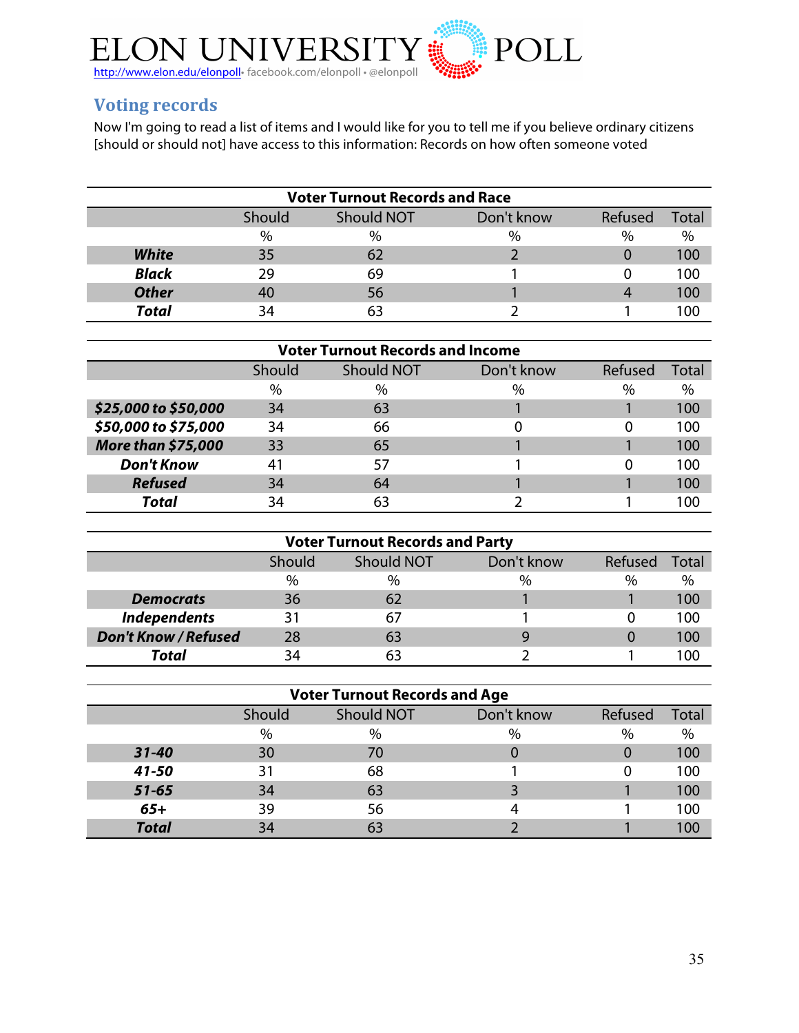ELON UNIVERSITY POLL

http://www.elon.edu/elonpoll• facebook.com/elonpoll • @elonpoll

## Voting records

Now I'm going to read a list of items and I would like for you to tell me if you believe ordinary citizens [should or should not] have access to this information: Records on how often someone voted

| Voter Turnout Records and Race | | | | | |
|---|---|---|---|---|---|
| | Should | Should NOT | Don't know | Refused | Total |
| | % | % | % | % | % |
| ***White*** | 35 | 62 | 2 | 0 | 100 |
| ***Black*** | 29 | 69 | 1 | 0 | 100 |
| ***Other*** | 40 | 56 | 1 | 4 | 100 |
| ***Total*** | 34 | 63 | 2 | 1 | 100 |

| Voter Turnout Records and Income | | | | | |
|---|---|---|---|---|---|
| | Should | Should NOT | Don't know | Refused | Total |
| | % | % | % | % | % |
| ***$25,000 to $50,000*** | 34 | 63 | 1 | 1 | 100 |
| ***$50,000 to $75,000*** | 34 | 66 | 0 | 0 | 100 |
| ***More than $75,000*** | 33 | 65 | 1 | 1 | 100 |
| ***Don't Know*** | 41 | 57 | 1 | 0 | 100 |
| ***Refused*** | 34 | 64 | 1 | 1 | 100 |
| ***Total*** | 34 | 63 | 2 | 1 | 100 |

| Voter Turnout Records and Party | | | | | |
|---|---|---|---|---|---|
| | Should | Should NOT | Don't know | Refused | Total |
| | % | % | % | % | % |
| ***Democrats*** | 36 | 62 | 1 | 1 | 100 |
| ***Independents*** | 31 | 67 | 1 | 0 | 100 |
| ***Don't Know / Refused*** | 28 | 63 | 9 | 0 | 100 |
| ***Total*** | 34 | 63 | 2 | 1 | 100 |

| Voter Turnout Records and Age | | | | | |
|---|---|---|---|---|---|
| | Should | Should NOT | Don't know | Refused | Total |
| | % | % | % | % | % |
| ***31-40*** | 30 | 70 | 0 | 0 | 100 |
| ***41-50*** | 31 | 68 | 1 | 0 | 100 |
| ***51-65*** | 34 | 63 | 3 | 1 | 100 |
| ***65+*** | 39 | 56 | 4 | 1 | 100 |
| ***Total*** | 34 | 63 | 2 | 1 | 100 |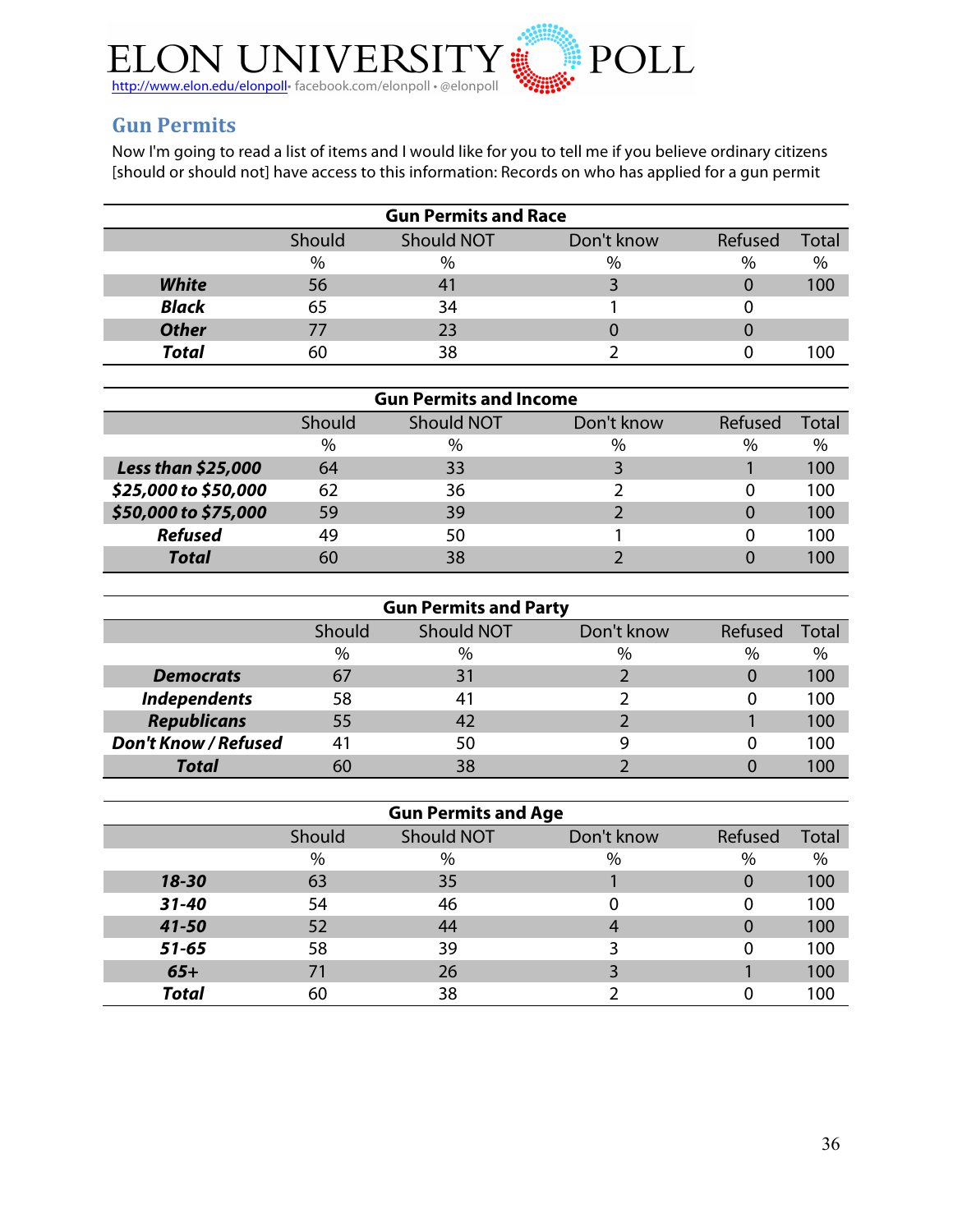ELON UNIVERSITY POLL

http://www.elon.edu/elonpoll • facebook.com/elonpoll • @elonpoll

## Gun Permits

Now I'm going to read a list of items and I would like for you to tell me if you believe ordinary citizens [should or should not] have access to this information: Records on who has applied for a gun permit

**Gun Permits and Race**

| | Should | Should NOT | Don't know | Refused | Total |
|---|---|---|---|---|---|
| | % | % | % | % | % |
| ***White*** | 56 | 41 | 3 | 0 | 100 |
| ***Black*** | 65 | 34 | 1 | 0 | |
| ***Other*** | 77 | 23 | 0 | 0 | |
| ***Total*** | 60 | 38 | 2 | 0 | 100 |

**Gun Permits and Income**

| | Should | Should NOT | Don't know | Refused | Total |
|---|---|---|---|---|---|
| | % | % | % | % | % |
| ***Less than $25,000*** | 64 | 33 | 3 | 1 | 100 |
| ***$25,000 to $50,000*** | 62 | 36 | 2 | 0 | 100 |
| ***$50,000 to $75,000*** | 59 | 39 | 2 | 0 | 100 |
| ***Refused*** | 49 | 50 | 1 | 0 | 100 |
| ***Total*** | 60 | 38 | 2 | 0 | 100 |

**Gun Permits and Party**

| | Should | Should NOT | Don't know | Refused | Total |
|---|---|---|---|---|---|
| | % | % | % | % | % |
| ***Democrats*** | 67 | 31 | 2 | 0 | 100 |
| ***Independents*** | 58 | 41 | 2 | 0 | 100 |
| ***Republicans*** | 55 | 42 | 2 | 1 | 100 |
| ***Don't Know / Refused*** | 41 | 50 | 9 | 0 | 100 |
| ***Total*** | 60 | 38 | 2 | 0 | 100 |

**Gun Permits and Age**

| | Should | Should NOT | Don't know | Refused | Total |
|---|---|---|---|---|---|
| | % | % | % | % | % |
| ***18-30*** | 63 | 35 | 1 | 0 | 100 |
| ***31-40*** | 54 | 46 | 0 | 0 | 100 |
| ***41-50*** | 52 | 44 | 4 | 0 | 100 |
| ***51-65*** | 58 | 39 | 3 | 0 | 100 |
| ***65+*** | 71 | 26 | 3 | 1 | 100 |
| ***Total*** | 60 | 38 | 2 | 0 | 100 |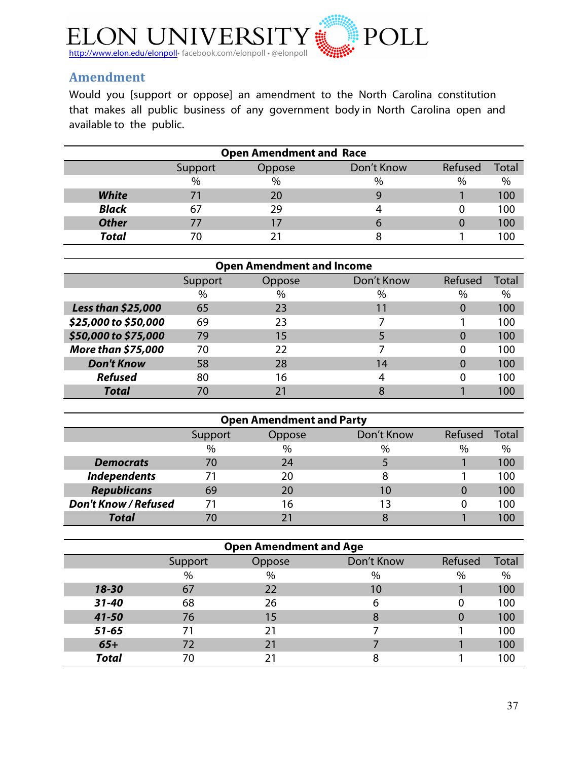ELON UNIVERSITY POLL

http://www.elon.edu/elonpoll• facebook.com/elonpoll • @elonpoll

## Amendment

Would you [support or oppose] an amendment to the North Carolina constitution that makes all public business of any government body in North Carolina open and available to the public.

| Open Amendment and Race | | | | | |
|---|---|---|---|---|---|
| | Support | Oppose | Don't Know | Refused | Total |
| | % | % | % | % | % |
| ***White*** | 71 | 20 | 9 | 1 | 100 |
| ***Black*** | 67 | 29 | 4 | 0 | 100 |
| ***Other*** | 77 | 17 | 6 | 0 | 100 |
| ***Total*** | 70 | 21 | 8 | 1 | 100 |

| Open Amendment and Income | | | | | |
|---|---|---|---|---|---|
| | Support | Oppose | Don't Know | Refused | Total |
| | % | % | % | % | % |
| ***Less than $25,000*** | 65 | 23 | 11 | 0 | 100 |
| ***$25,000 to $50,000*** | 69 | 23 | 7 | 1 | 100 |
| ***$50,000 to $75,000*** | 79 | 15 | 5 | 0 | 100 |
| ***More than $75,000*** | 70 | 22 | 7 | 0 | 100 |
| ***Don't Know*** | 58 | 28 | 14 | 0 | 100 |
| ***Refused*** | 80 | 16 | 4 | 0 | 100 |
| ***Total*** | 70 | 21 | 8 | 1 | 100 |

| Open Amendment and Party | | | | | |
|---|---|---|---|---|---|
| | Support | Oppose | Don't Know | Refused | Total |
| | % | % | % | % | % |
| ***Democrats*** | 70 | 24 | 5 | 1 | 100 |
| ***Independents*** | 71 | 20 | 8 | 1 | 100 |
| ***Republicans*** | 69 | 20 | 10 | 0 | 100 |
| ***Don't Know / Refused*** | 71 | 16 | 13 | 0 | 100 |
| ***Total*** | 70 | 21 | 8 | 1 | 100 |

| Open Amendment and Age | | | | | |
|---|---|---|---|---|---|
| | Support | Oppose | Don't Know | Refused | Total |
| | % | % | % | % | % |
| ***18-30*** | 67 | 22 | 10 | 1 | 100 |
| ***31-40*** | 68 | 26 | 6 | 0 | 100 |
| ***41-50*** | 76 | 15 | 8 | 0 | 100 |
| ***51-65*** | 71 | 21 | 7 | 1 | 100 |
| ***65+*** | 72 | 21 | 7 | 1 | 100 |
| ***Total*** | 70 | 21 | 8 | 1 | 100 |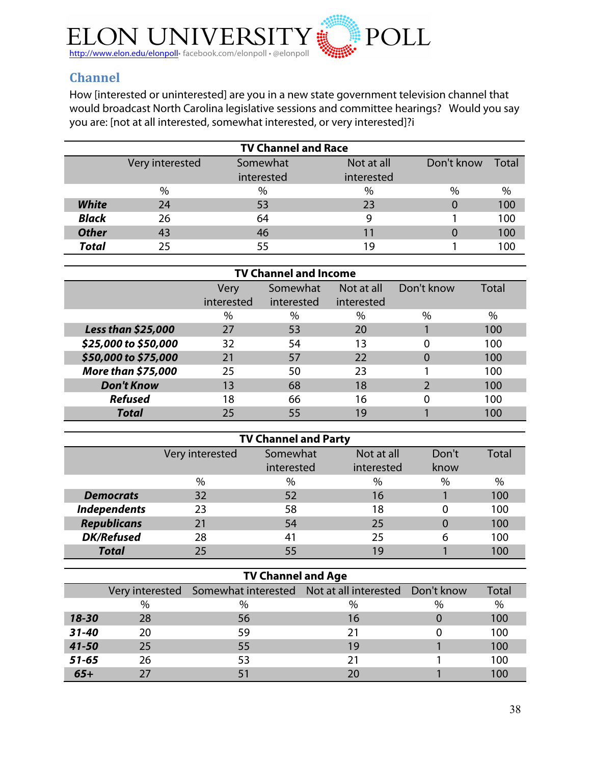## Channel

How [interested or uninterested] are you in a new state government television channel that would broadcast North Carolina legislative sessions and committee hearings? Would you say you are: [not at all interested, somewhat interested, or very interested]?i

**TV Channel and Race**

| | Very interested | Somewhat interested | Not at all interested | Don't know | Total |
|---|---|---|---|---|---|
| | % | % | % | % | % |
| ***White*** | 24 | 53 | 23 | 0 | 100 |
| ***Black*** | 26 | 64 | 9 | 1 | 100 |
| ***Other*** | 43 | 46 | 11 | 0 | 100 |
| ***Total*** | 25 | 55 | 19 | 1 | 100 |

**TV Channel and Income**

| | Very interested | Somewhat interested | Not at all interested | Don't know | Total |
|---|---|---|---|---|---|
| | % | % | % | % | % |
| ***Less than $25,000*** | 27 | 53 | 20 | 1 | 100 |
| ***$25,000 to $50,000*** | 32 | 54 | 13 | 0 | 100 |
| ***$50,000 to $75,000*** | 21 | 57 | 22 | 0 | 100 |
| ***More than $75,000*** | 25 | 50 | 23 | 1 | 100 |
| ***Don't Know*** | 13 | 68 | 18 | 2 | 100 |
| ***Refused*** | 18 | 66 | 16 | 0 | 100 |
| ***Total*** | 25 | 55 | 19 | 1 | 100 |

**TV Channel and Party**

| | Very interested | Somewhat interested | Not at all interested | Don't know | Total |
|---|---|---|---|---|---|
| | % | % | % | % | % |
| ***Democrats*** | 32 | 52 | 16 | 1 | 100 |
| ***Independents*** | 23 | 58 | 18 | 0 | 100 |
| ***Republicans*** | 21 | 54 | 25 | 0 | 100 |
| ***DK/Refused*** | 28 | 41 | 25 | 6 | 100 |
| ***Total*** | 25 | 55 | 19 | 1 | 100 |

**TV Channel and Age**

| | Very interested | Somewhat interested | Not at all interested | Don't know | Total |
|---|---|---|---|---|---|
| | % | % | % | % | % |
| ***18-30*** | 28 | 56 | 16 | 0 | 100 |
| ***31-40*** | 20 | 59 | 21 | 0 | 100 |
| ***41-50*** | 25 | 55 | 19 | 1 | 100 |
| ***51-65*** | 26 | 53 | 21 | 1 | 100 |
| ***65+*** | 27 | 51 | 20 | 1 | 100 |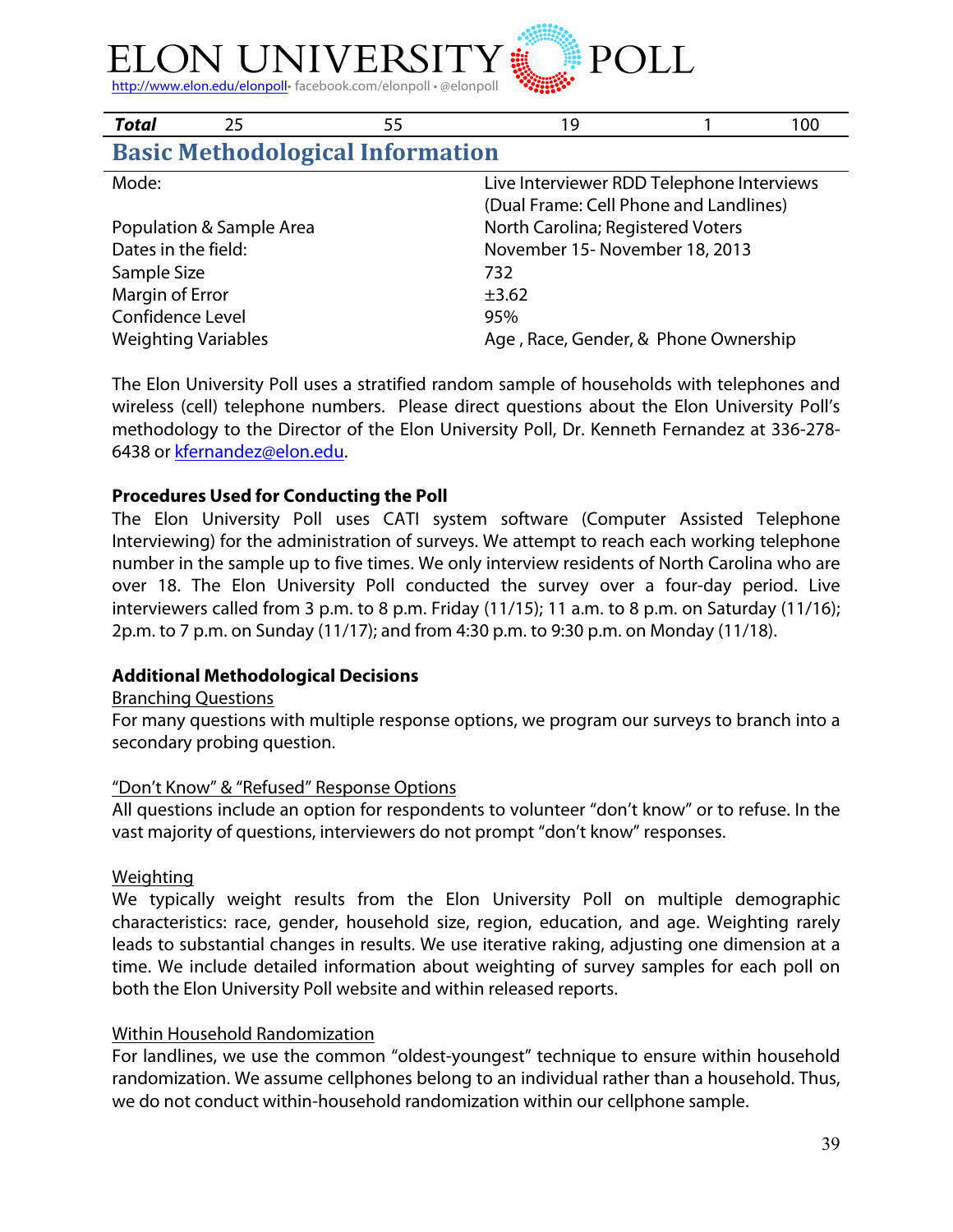| Total | 25 | 55 | 19 | 1 | 100 |
|---|---|---|---|---|---|

## Basic Methodological Information

| | |
|---|---|
| Mode: | Live Interviewer RDD Telephone Interviews (Dual Frame: Cell Phone and Landlines) |
| Population & Sample Area | North Carolina; Registered Voters |
| Dates in the field: | November 15- November 18, 2013 |
| Sample Size | 732 |
| Margin of Error | ±3.62 |
| Confidence Level | 95% |
| Weighting Variables | Age , Race, Gender, & Phone Ownership |

The Elon University Poll uses a stratified random sample of households with telephones and wireless (cell) telephone numbers. Please direct questions about the Elon University Poll's methodology to the Director of the Elon University Poll, Dr. Kenneth Fernandez at 336-278-6438 or kfernandez@elon.edu.

**Procedures Used for Conducting the Poll**

The Elon University Poll uses CATI system software (Computer Assisted Telephone Interviewing) for the administration of surveys. We attempt to reach each working telephone number in the sample up to five times. We only interview residents of North Carolina who are over 18. The Elon University Poll conducted the survey over a four-day period. Live interviewers called from 3 p.m. to 8 p.m. Friday (11/15); 11 a.m. to 8 p.m. on Saturday (11/16); 2p.m. to 7 p.m. on Sunday (11/17); and from 4:30 p.m. to 9:30 p.m. on Monday (11/18).

**Additional Methodological Decisions**

Branching Questions

For many questions with multiple response options, we program our surveys to branch into a secondary probing question.

"Don't Know" & "Refused" Response Options

All questions include an option for respondents to volunteer "don't know" or to refuse. In the vast majority of questions, interviewers do not prompt "don't know" responses.

Weighting

We typically weight results from the Elon University Poll on multiple demographic characteristics: race, gender, household size, region, education, and age. Weighting rarely leads to substantial changes in results. We use iterative raking, adjusting one dimension at a time. We include detailed information about weighting of survey samples for each poll on both the Elon University Poll website and within released reports.

Within Household Randomization

For landlines, we use the common "oldest-youngest" technique to ensure within household randomization. We assume cellphones belong to an individual rather than a household. Thus, we do not conduct within-household randomization within our cellphone sample.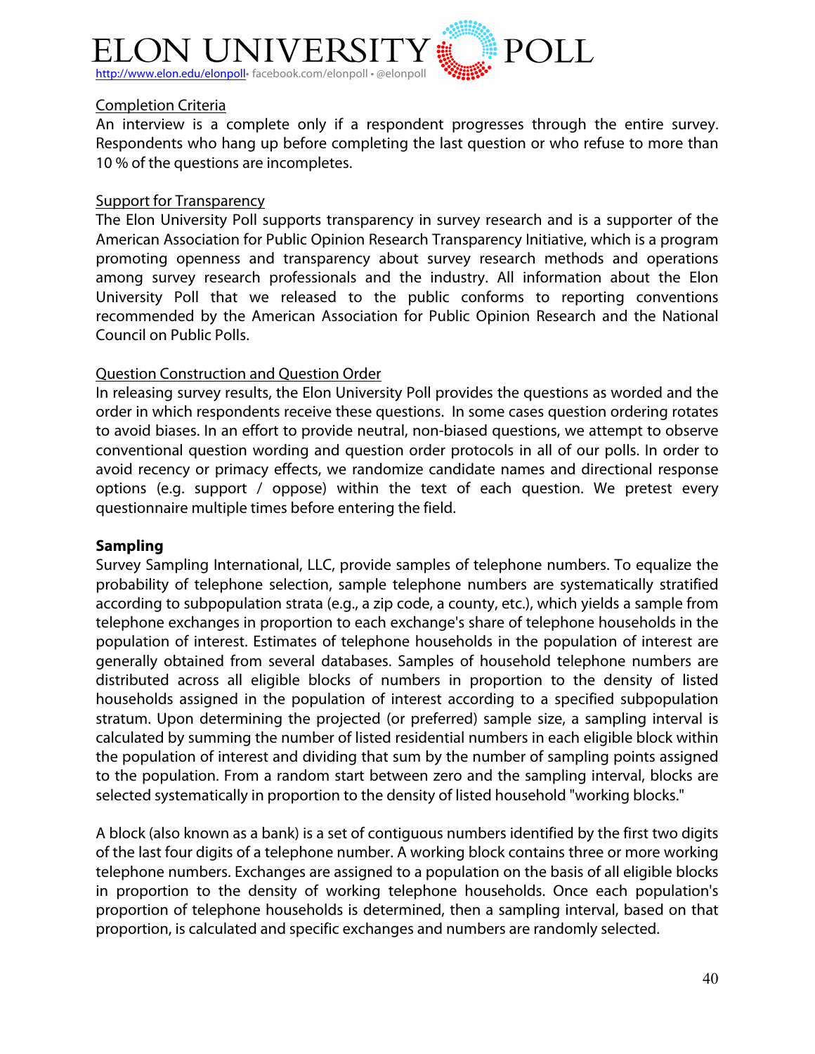Completion Criteria

An interview is a complete only if a respondent progresses through the entire survey. Respondents who hang up before completing the last question or who refuse to more than 10 % of the questions are incompletes.

Support for Transparency

The Elon University Poll supports transparency in survey research and is a supporter of the American Association for Public Opinion Research Transparency Initiative, which is a program promoting openness and transparency about survey research methods and operations among survey research professionals and the industry. All information about the Elon University Poll that we released to the public conforms to reporting conventions recommended by the American Association for Public Opinion Research and the National Council on Public Polls.

Question Construction and Question Order

In releasing survey results, the Elon University Poll provides the questions as worded and the order in which respondents receive these questions. In some cases question ordering rotates to avoid biases. In an effort to provide neutral, non-biased questions, we attempt to observe conventional question wording and question order protocols in all of our polls. In order to avoid recency or primacy effects, we randomize candidate names and directional response options (e.g. support / oppose) within the text of each question. We pretest every questionnaire multiple times before entering the field.

**Sampling**

Survey Sampling International, LLC, provide samples of telephone numbers. To equalize the probability of telephone selection, sample telephone numbers are systematically stratified according to subpopulation strata (e.g., a zip code, a county, etc.), which yields a sample from telephone exchanges in proportion to each exchange's share of telephone households in the population of interest. Estimates of telephone households in the population of interest are generally obtained from several databases. Samples of household telephone numbers are distributed across all eligible blocks of numbers in proportion to the density of listed households assigned in the population of interest according to a specified subpopulation stratum. Upon determining the projected (or preferred) sample size, a sampling interval is calculated by summing the number of listed residential numbers in each eligible block within the population of interest and dividing that sum by the number of sampling points assigned to the population. From a random start between zero and the sampling interval, blocks are selected systematically in proportion to the density of listed household "working blocks."

A block (also known as a bank) is a set of contiguous numbers identified by the first two digits of the last four digits of a telephone number. A working block contains three or more working telephone numbers. Exchanges are assigned to a population on the basis of all eligible blocks in proportion to the density of working telephone households. Once each population's proportion of telephone households is determined, then a sampling interval, based on that proportion, is calculated and specific exchanges and numbers are randomly selected.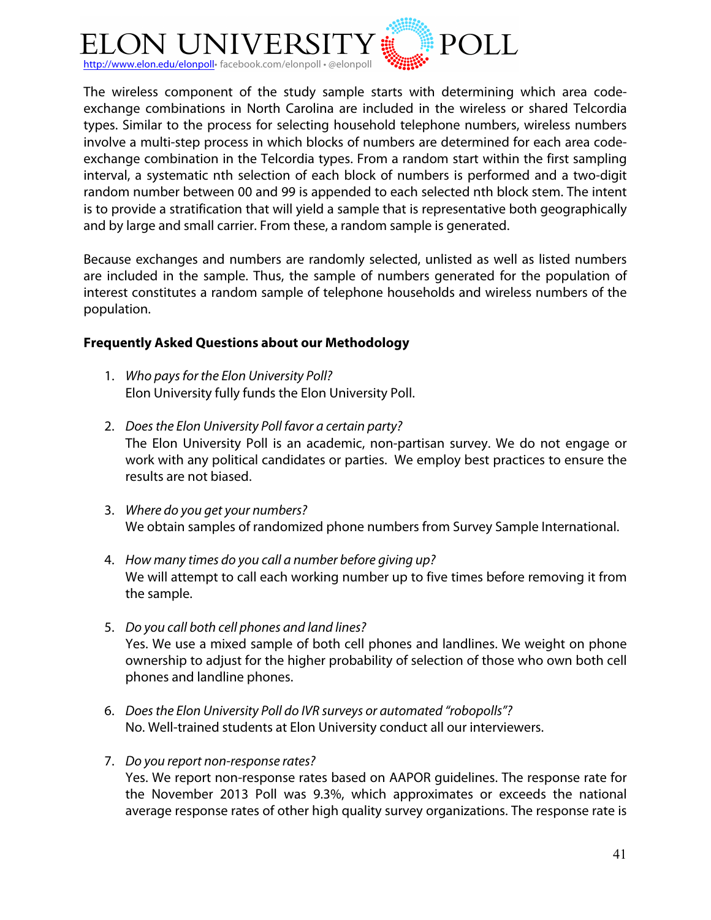The wireless component of the study sample starts with determining which area code-exchange combinations in North Carolina are included in the wireless or shared Telcordia types. Similar to the process for selecting household telephone numbers, wireless numbers involve a multi-step process in which blocks of numbers are determined for each area code-exchange combination in the Telcordia types. From a random start within the first sampling interval, a systematic nth selection of each block of numbers is performed and a two-digit random number between 00 and 99 is appended to each selected nth block stem. The intent is to provide a stratification that will yield a sample that is representative both geographically and by large and small carrier. From these, a random sample is generated.

Because exchanges and numbers are randomly selected, unlisted as well as listed numbers are included in the sample. Thus, the sample of numbers generated for the population of interest constitutes a random sample of telephone households and wireless numbers of the population.

**Frequently Asked Questions about our Methodology**

1. *Who pays for the Elon University Poll?*
   Elon University fully funds the Elon University Poll.

2. *Does the Elon University Poll favor a certain party?*
   The Elon University Poll is an academic, non-partisan survey. We do not engage or work with any political candidates or parties. We employ best practices to ensure the results are not biased.

3. *Where do you get your numbers?*
   We obtain samples of randomized phone numbers from Survey Sample International.

4. *How many times do you call a number before giving up?*
   We will attempt to call each working number up to five times before removing it from the sample.

5. *Do you call both cell phones and land lines?*
   Yes. We use a mixed sample of both cell phones and landlines. We weight on phone ownership to adjust for the higher probability of selection of those who own both cell phones and landline phones.

6. *Does the Elon University Poll do IVR surveys or automated "robopolls"?*
   No. Well-trained students at Elon University conduct all our interviewers.

7. *Do you report non-response rates?*
   Yes. We report non-response rates based on AAPOR guidelines. The response rate for the November 2013 Poll was 9.3%, which approximates or exceeds the national average response rates of other high quality survey organizations. The response rate is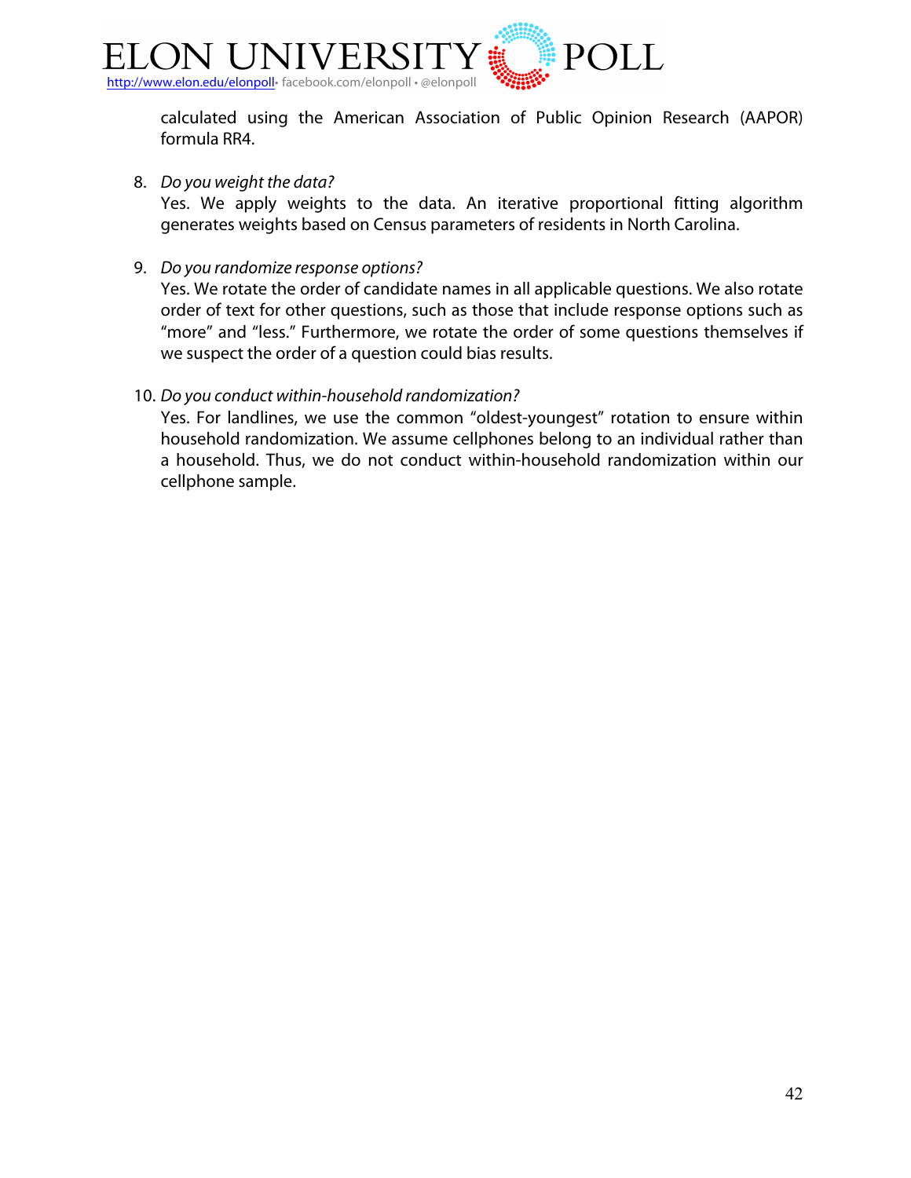calculated using the American Association of Public Opinion Research (AAPOR) formula RR4.

8. *Do you weight the data?*
   Yes. We apply weights to the data. An iterative proportional fitting algorithm generates weights based on Census parameters of residents in North Carolina.

9. *Do you randomize response options?*
   Yes. We rotate the order of candidate names in all applicable questions. We also rotate order of text for other questions, such as those that include response options such as "more" and "less." Furthermore, we rotate the order of some questions themselves if we suspect the order of a question could bias results.

10. *Do you conduct within-household randomization?*
    Yes. For landlines, we use the common "oldest-youngest" rotation to ensure within household randomization. We assume cellphones belong to an individual rather than a household. Thus, we do not conduct within-household randomization within our cellphone sample.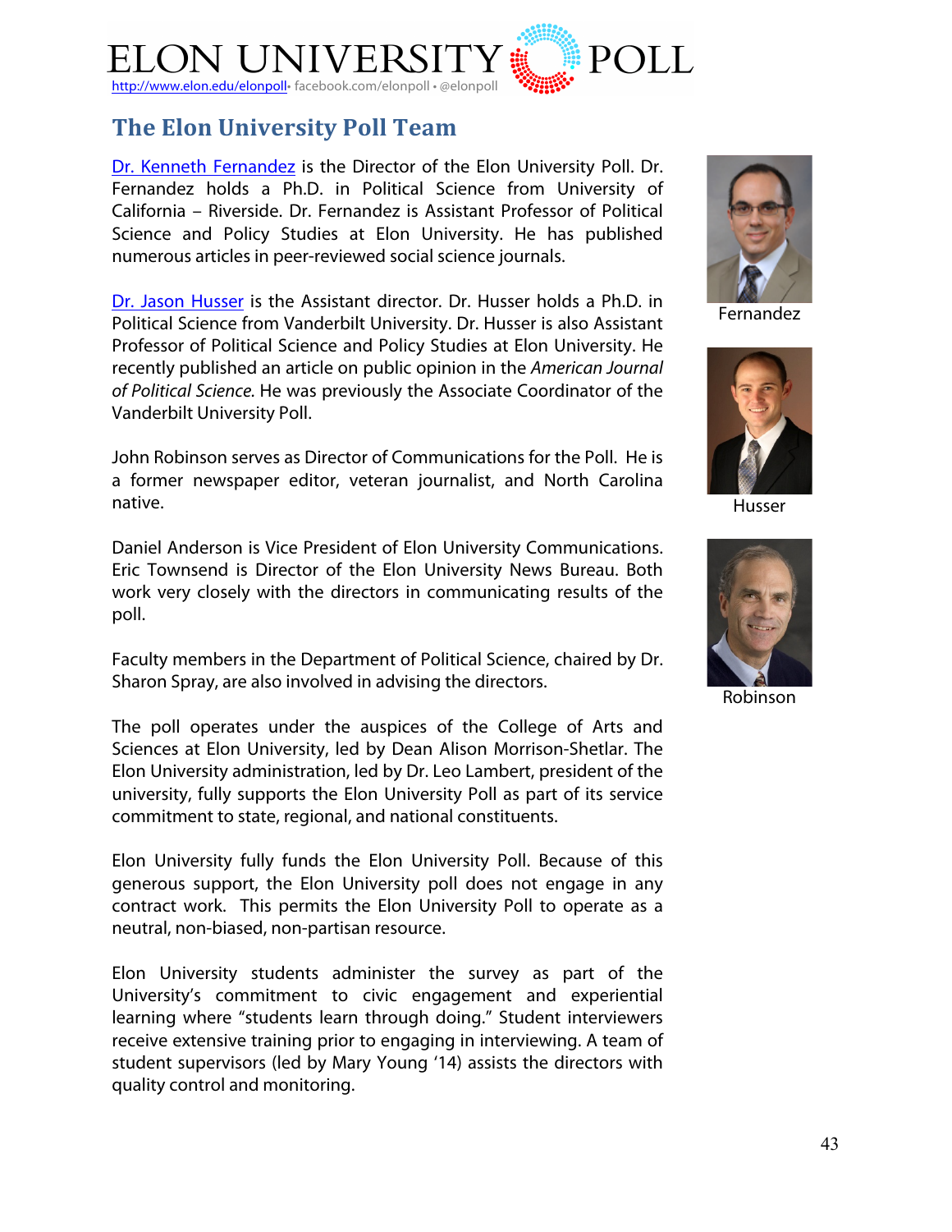# ELON UNIVERSITY POLL

http://www.elon.edu/elonpoll • facebook.com/elonpoll • @elonpoll

## The Elon University Poll Team

Dr. Kenneth Fernandez is the Director of the Elon University Poll. Dr. Fernandez holds a Ph.D. in Political Science from University of California – Riverside. Dr. Fernandez is Assistant Professor of Political Science and Policy Studies at Elon University. He has published numerous articles in peer-reviewed social science journals.

Dr. Jason Husser is the Assistant director. Dr. Husser holds a Ph.D. in Political Science from Vanderbilt University. Dr. Husser is also Assistant Professor of Political Science and Policy Studies at Elon University. He recently published an article on public opinion in the *American Journal of Political Science.* He was previously the Associate Coordinator of the Vanderbilt University Poll.

John Robinson serves as Director of Communications for the Poll. He is a former newspaper editor, veteran journalist, and North Carolina native.

Daniel Anderson is Vice President of Elon University Communications. Eric Townsend is Director of the Elon University News Bureau. Both work very closely with the directors in communicating results of the poll.

Faculty members in the Department of Political Science, chaired by Dr. Sharon Spray, are also involved in advising the directors.

The poll operates under the auspices of the College of Arts and Sciences at Elon University, led by Dean Alison Morrison-Shetlar. The Elon University administration, led by Dr. Leo Lambert, president of the university, fully supports the Elon University Poll as part of its service commitment to state, regional, and national constituents.

Elon University fully funds the Elon University Poll. Because of this generous support, the Elon University poll does not engage in any contract work. This permits the Elon University Poll to operate as a neutral, non-biased, non-partisan resource.

Elon University students administer the survey as part of the University's commitment to civic engagement and experiential learning where "students learn through doing." Student interviewers receive extensive training prior to engaging in interviewing. A team of student supervisors (led by Mary Young '14) assists the directors with quality control and monitoring.

Fernandez

Husser

Robinson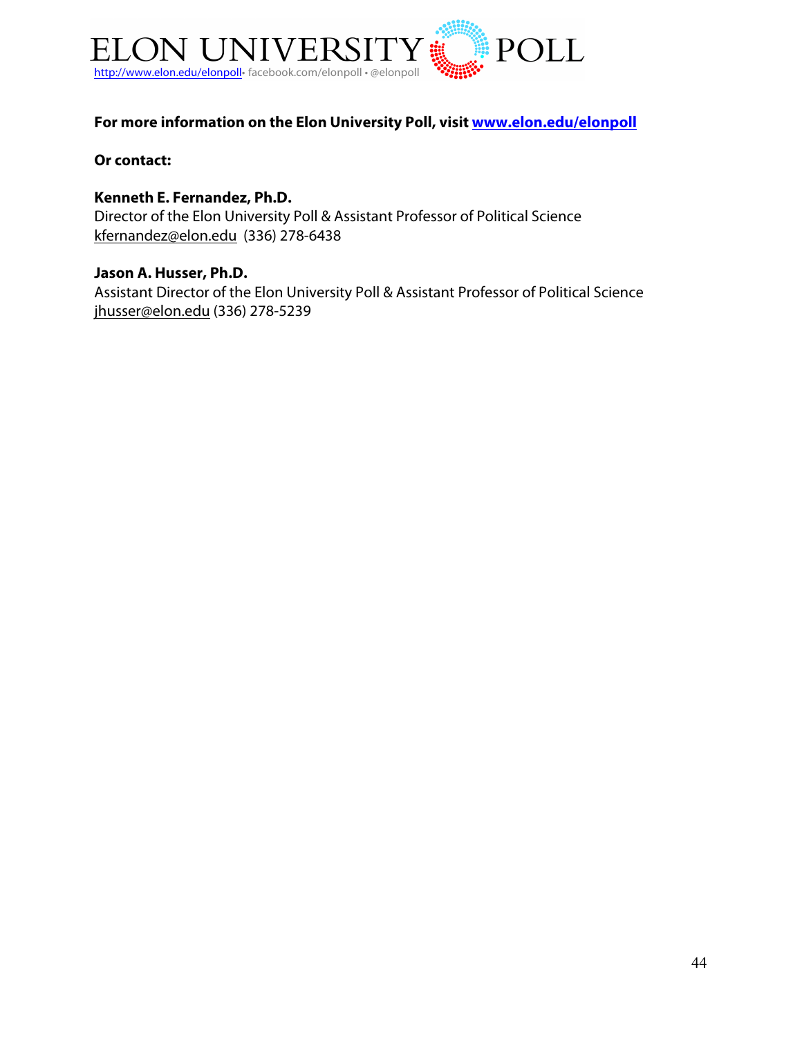ELON UNIVERSITY POLL

http://www.elon.edu/elonpoll• facebook.com/elonpoll • @elonpoll

**For more information on the Elon University Poll, visit [www.elon.edu/elonpoll](http://www.elon.edu/elonpoll)**

**Or contact:**

**Kenneth E. Fernandez, Ph.D.**
Director of the Elon University Poll & Assistant Professor of Political Science
kfernandez@elon.edu (336) 278-6438

**Jason A. Husser, Ph.D.**
Assistant Director of the Elon University Poll & Assistant Professor of Political Science
jhusser@elon.edu (336) 278-5239